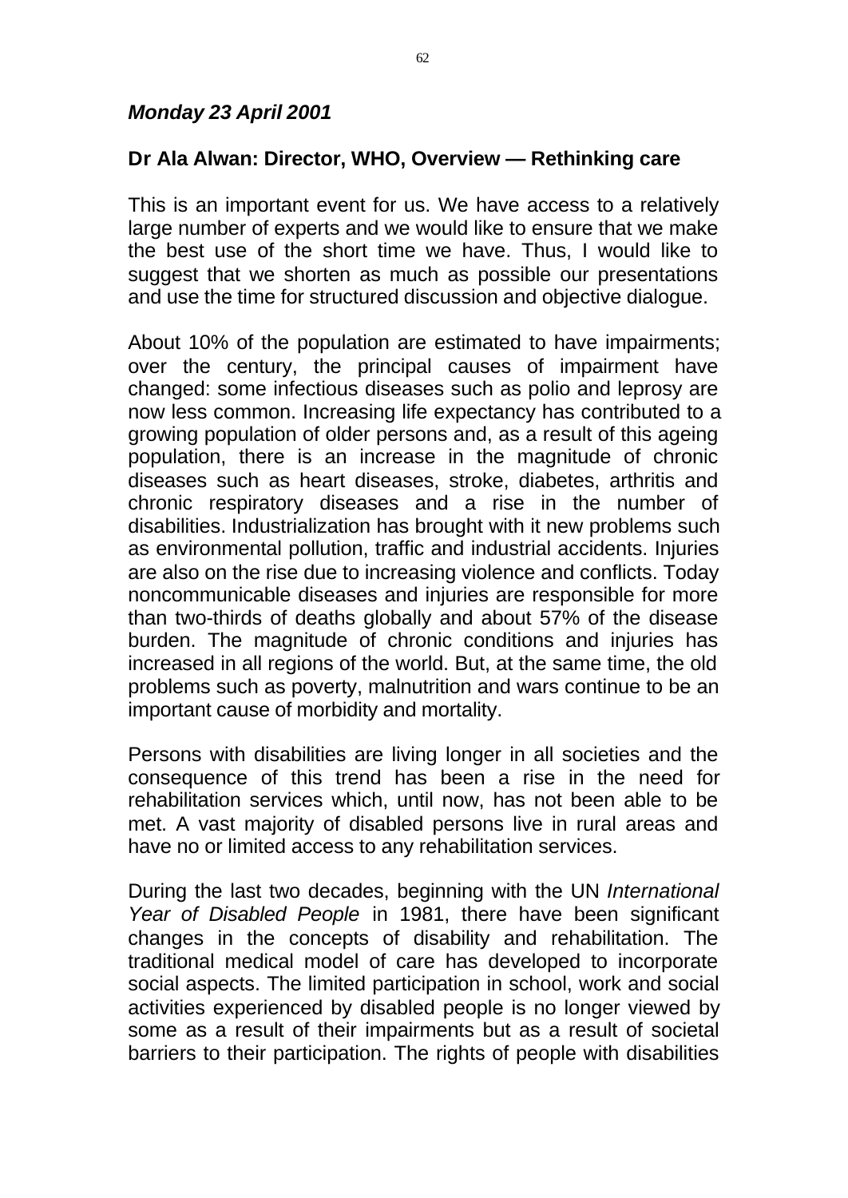***Monday 23 April 2001***

## Dr Ala Alwan: Director, WHO, Overview — Rethinking care

This is an important event for us. We have access to a relatively large number of experts and we would like to ensure that we make the best use of the short time we have. Thus, I would like to suggest that we shorten as much as possible our presentations and use the time for structured discussion and objective dialogue.

About 10% of the population are estimated to have impairments; over the century, the principal causes of impairment have changed: some infectious diseases such as polio and leprosy are now less common. Increasing life expectancy has contributed to a growing population of older persons and, as a result of this ageing population, there is an increase in the magnitude of chronic diseases such as heart diseases, stroke, diabetes, arthritis and chronic respiratory diseases and a rise in the number of disabilities. Industrialization has brought with it new problems such as environmental pollution, traffic and industrial accidents. Injuries are also on the rise due to increasing violence and conflicts. Today noncommunicable diseases and injuries are responsible for more than two-thirds of deaths globally and about 57% of the disease burden. The magnitude of chronic conditions and injuries has increased in all regions of the world. But, at the same time, the old problems such as poverty, malnutrition and wars continue to be an important cause of morbidity and mortality.

Persons with disabilities are living longer in all societies and the consequence of this trend has been a rise in the need for rehabilitation services which, until now, has not been able to be met. A vast majority of disabled persons live in rural areas and have no or limited access to any rehabilitation services.

During the last two decades, beginning with the UN *International Year of Disabled People* in 1981, there have been significant changes in the concepts of disability and rehabilitation. The traditional medical model of care has developed to incorporate social aspects. The limited participation in school, work and social activities experienced by disabled people is no longer viewed by some as a result of their impairments but as a result of societal barriers to their participation. The rights of people with disabilities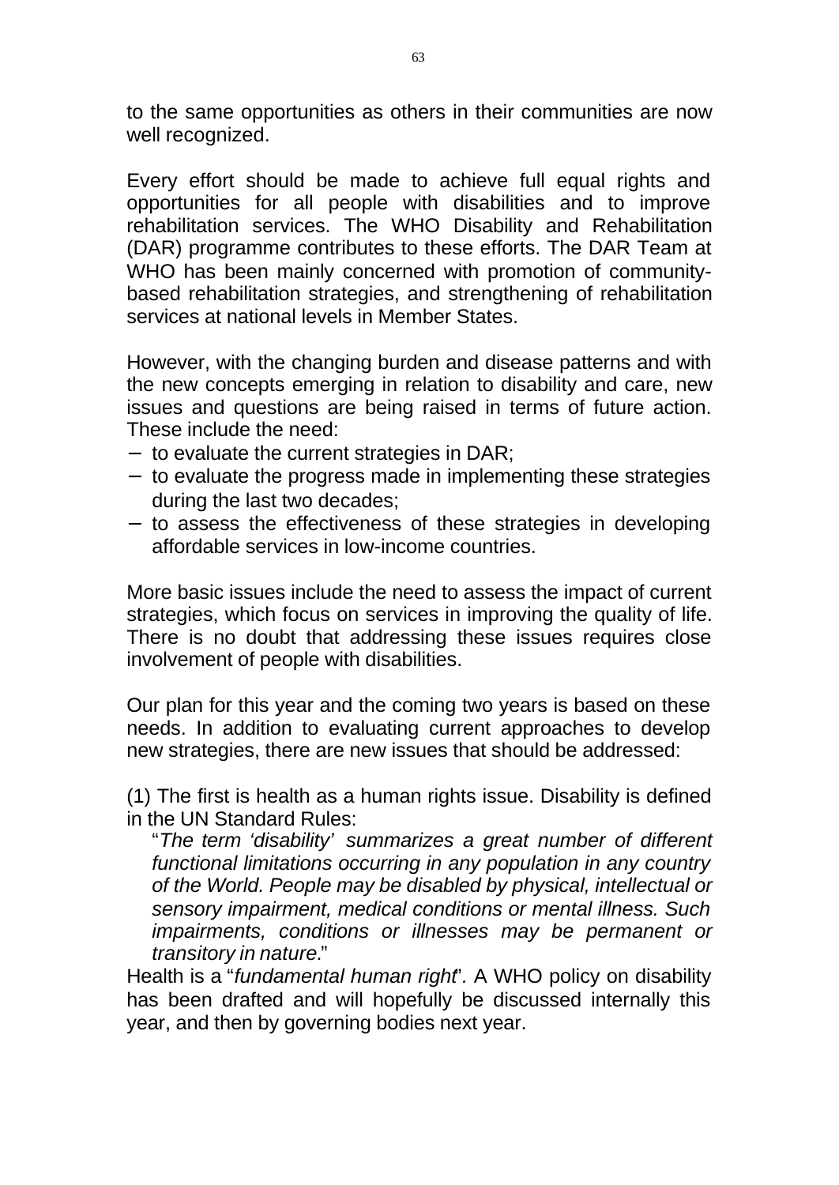to the same opportunities as others in their communities are now well recognized.

Every effort should be made to achieve full equal rights and opportunities for all people with disabilities and to improve rehabilitation services. The WHO Disability and Rehabilitation (DAR) programme contributes to these efforts. The DAR Team at WHO has been mainly concerned with promotion of community-based rehabilitation strategies, and strengthening of rehabilitation services at national levels in Member States.

However, with the changing burden and disease patterns and with the new concepts emerging in relation to disability and care, new issues and questions are being raised in terms of future action. These include the need:

- to evaluate the current strategies in DAR;
- to evaluate the progress made in implementing these strategies during the last two decades;
- to assess the effectiveness of these strategies in developing affordable services in low-income countries.

More basic issues include the need to assess the impact of current strategies, which focus on services in improving the quality of life. There is no doubt that addressing these issues requires close involvement of people with disabilities.

Our plan for this year and the coming two years is based on these needs. In addition to evaluating current approaches to develop new strategies, there are new issues that should be addressed:

(1) The first is health as a human rights issue. Disability is defined in the UN Standard Rules:

"*The term 'disability' summarizes a great number of different functional limitations occurring in any population in any country of the World. People may be disabled by physical, intellectual or sensory impairment, medical conditions or mental illness. Such impairments, conditions or illnesses may be permanent or transitory in nature.*"

Health is a "*fundamental human right*". A WHO policy on disability has been drafted and will hopefully be discussed internally this year, and then by governing bodies next year.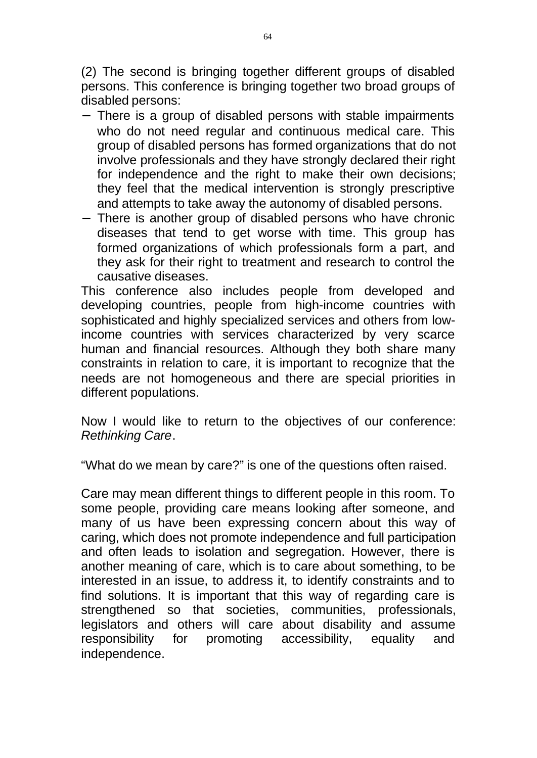(2) The second is bringing together different groups of disabled persons. This conference is bringing together two broad groups of disabled persons:

- There is a group of disabled persons with stable impairments who do not need regular and continuous medical care. This group of disabled persons has formed organizations that do not involve professionals and they have strongly declared their right for independence and the right to make their own decisions; they feel that the medical intervention is strongly prescriptive and attempts to take away the autonomy of disabled persons.
- There is another group of disabled persons who have chronic diseases that tend to get worse with time. This group has formed organizations of which professionals form a part, and they ask for their right to treatment and research to control the causative diseases.

This conference also includes people from developed and developing countries, people from high-income countries with sophisticated and highly specialized services and others from low-income countries with services characterized by very scarce human and financial resources. Although they both share many constraints in relation to care, it is important to recognize that the needs are not homogeneous and there are special priorities in different populations.

Now I would like to return to the objectives of our conference: *Rethinking Care*.

"What do we mean by care?" is one of the questions often raised.

Care may mean different things to different people in this room. To some people, providing care means looking after someone, and many of us have been expressing concern about this way of caring, which does not promote independence and full participation and often leads to isolation and segregation. However, there is another meaning of care, which is to care about something, to be interested in an issue, to address it, to identify constraints and to find solutions. It is important that this way of regarding care is strengthened so that societies, communities, professionals, legislators and others will care about disability and assume responsibility for promoting accessibility, equality and independence.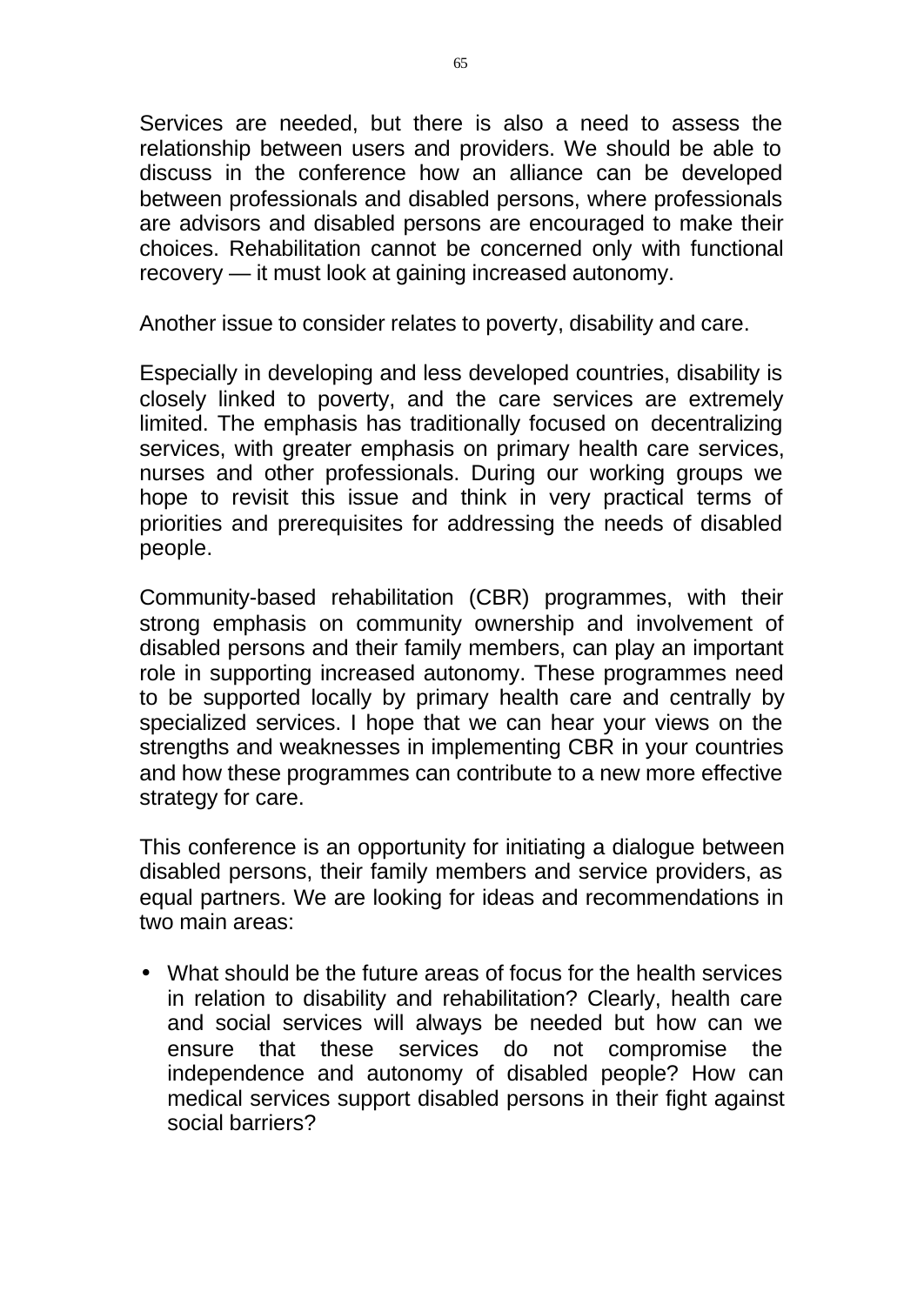Services are needed, but there is also a need to assess the relationship between users and providers. We should be able to discuss in the conference how an alliance can be developed between professionals and disabled persons, where professionals are advisors and disabled persons are encouraged to make their choices. Rehabilitation cannot be concerned only with functional recovery — it must look at gaining increased autonomy.

Another issue to consider relates to poverty, disability and care.

Especially in developing and less developed countries, disability is closely linked to poverty, and the care services are extremely limited. The emphasis has traditionally focused on decentralizing services, with greater emphasis on primary health care services, nurses and other professionals. During our working groups we hope to revisit this issue and think in very practical terms of priorities and prerequisites for addressing the needs of disabled people.

Community-based rehabilitation (CBR) programmes, with their strong emphasis on community ownership and involvement of disabled persons and their family members, can play an important role in supporting increased autonomy. These programmes need to be supported locally by primary health care and centrally by specialized services. I hope that we can hear your views on the strengths and weaknesses in implementing CBR in your countries and how these programmes can contribute to a new more effective strategy for care.

This conference is an opportunity for initiating a dialogue between disabled persons, their family members and service providers, as equal partners. We are looking for ideas and recommendations in two main areas:

- What should be the future areas of focus for the health services in relation to disability and rehabilitation? Clearly, health care and social services will always be needed but how can we ensure that these services do not compromise the independence and autonomy of disabled people? How can medical services support disabled persons in their fight against social barriers?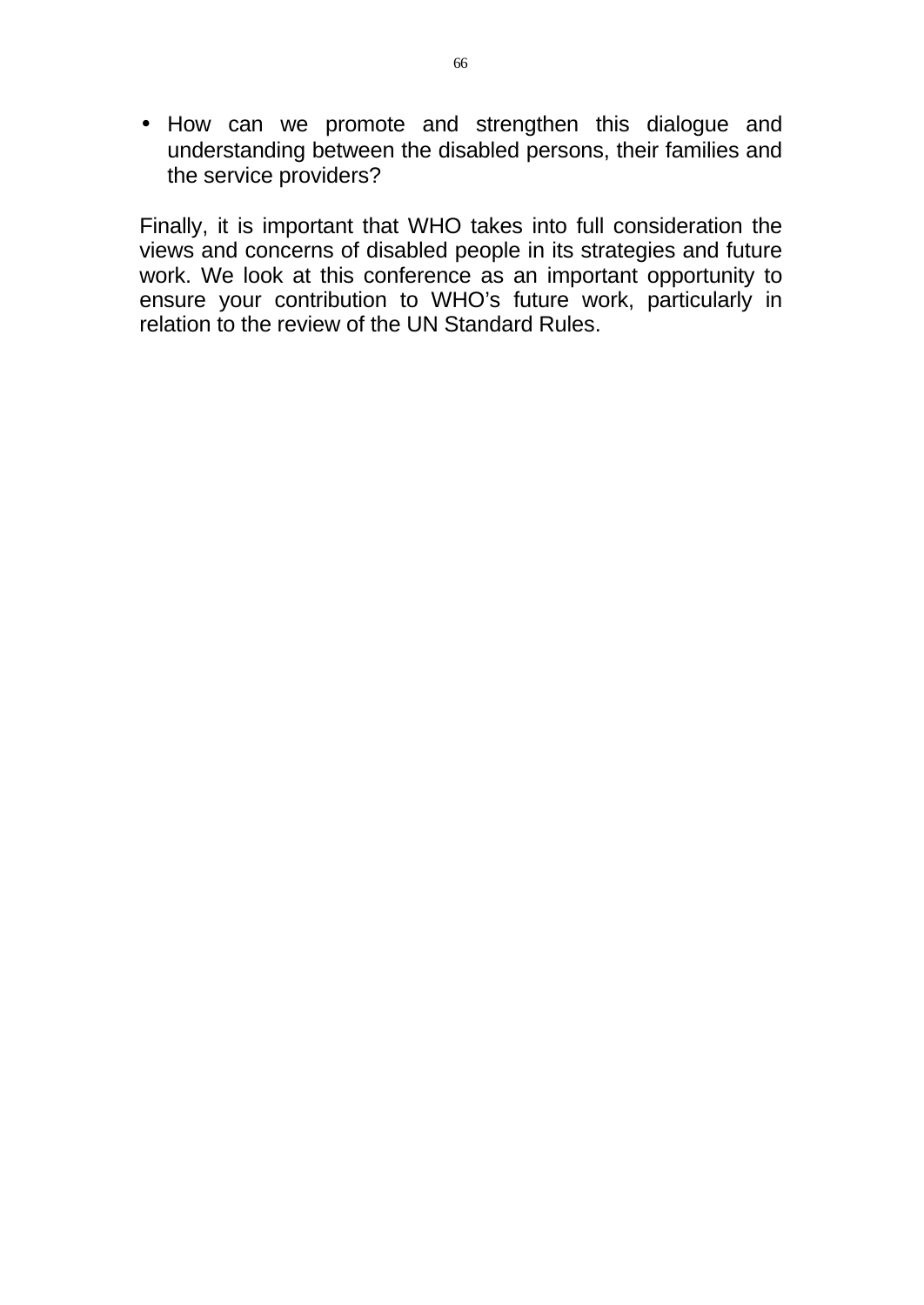- How can we promote and strengthen this dialogue and understanding between the disabled persons, their families and the service providers?

Finally, it is important that WHO takes into full consideration the views and concerns of disabled people in its strategies and future work. We look at this conference as an important opportunity to ensure your contribution to WHO's future work, particularly in relation to the review of the UN Standard Rules.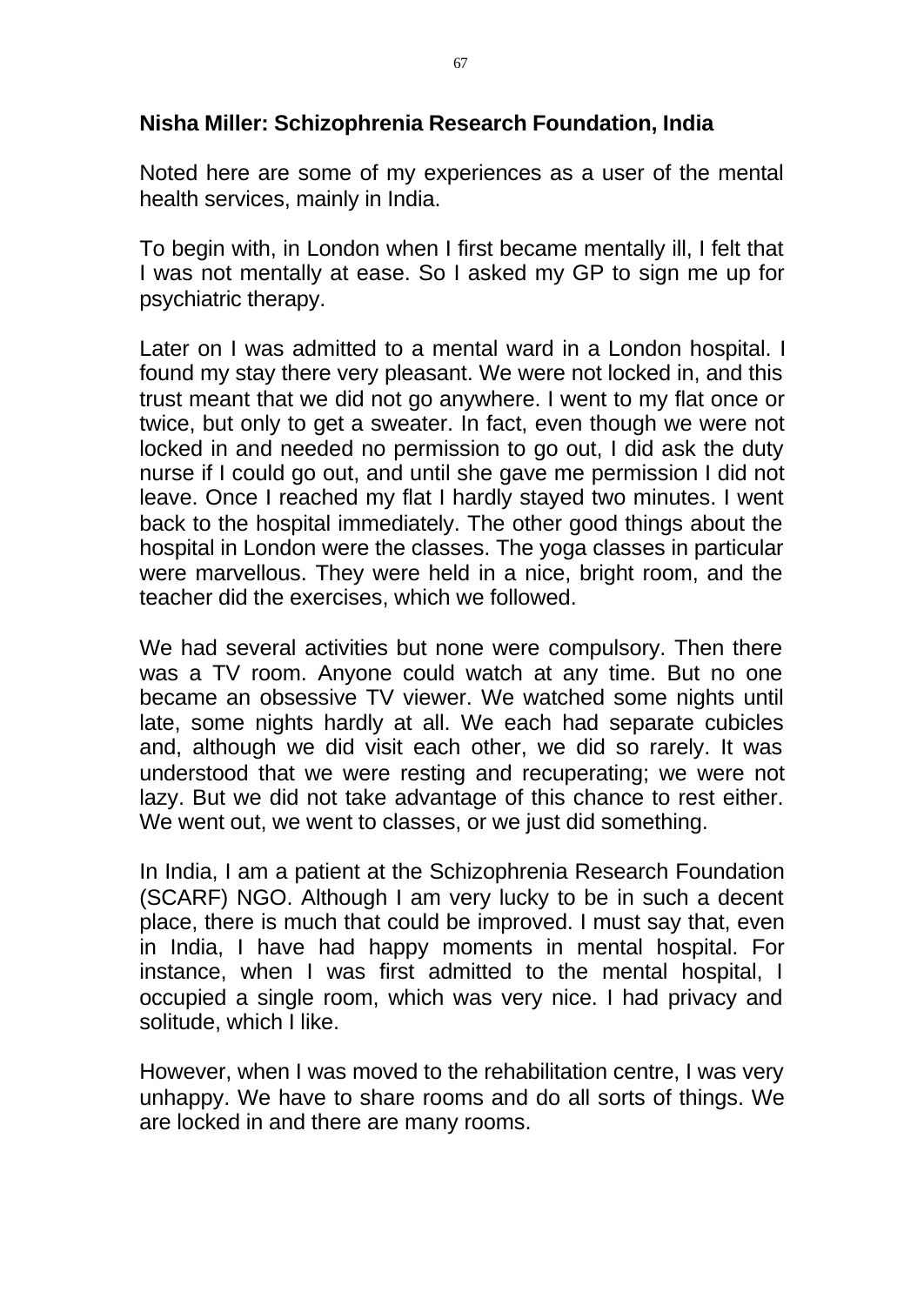**Nisha Miller: Schizophrenia Research Foundation, India**

Noted here are some of my experiences as a user of the mental health services, mainly in India.

To begin with, in London when I first became mentally ill, I felt that I was not mentally at ease. So I asked my GP to sign me up for psychiatric therapy.

Later on I was admitted to a mental ward in a London hospital. I found my stay there very pleasant. We were not locked in, and this trust meant that we did not go anywhere. I went to my flat once or twice, but only to get a sweater. In fact, even though we were not locked in and needed no permission to go out, I did ask the duty nurse if I could go out, and until she gave me permission I did not leave. Once I reached my flat I hardly stayed two minutes. I went back to the hospital immediately. The other good things about the hospital in London were the classes. The yoga classes in particular were marvellous. They were held in a nice, bright room, and the teacher did the exercises, which we followed.

We had several activities but none were compulsory. Then there was a TV room. Anyone could watch at any time. But no one became an obsessive TV viewer. We watched some nights until late, some nights hardly at all. We each had separate cubicles and, although we did visit each other, we did so rarely. It was understood that we were resting and recuperating; we were not lazy. But we did not take advantage of this chance to rest either. We went out, we went to classes, or we just did something.

In India, I am a patient at the Schizophrenia Research Foundation (SCARF) NGO. Although I am very lucky to be in such a decent place, there is much that could be improved. I must say that, even in India, I have had happy moments in mental hospital. For instance, when I was first admitted to the mental hospital, I occupied a single room, which was very nice. I had privacy and solitude, which I like.

However, when I was moved to the rehabilitation centre, I was very unhappy. We have to share rooms and do all sorts of things. We are locked in and there are many rooms.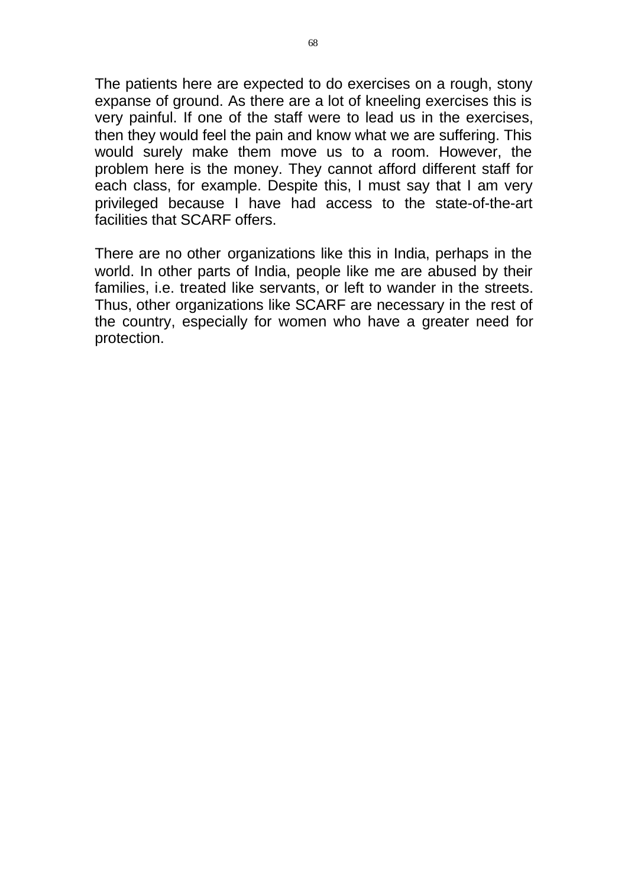The patients here are expected to do exercises on a rough, stony expanse of ground. As there are a lot of kneeling exercises this is very painful. If one of the staff were to lead us in the exercises, then they would feel the pain and know what we are suffering. This would surely make them move us to a room. However, the problem here is the money. They cannot afford different staff for each class, for example. Despite this, I must say that I am very privileged because I have had access to the state-of-the-art facilities that SCARF offers.

There are no other organizations like this in India, perhaps in the world. In other parts of India, people like me are abused by their families, i.e. treated like servants, or left to wander in the streets. Thus, other organizations like SCARF are necessary in the rest of the country, especially for women who have a greater need for protection.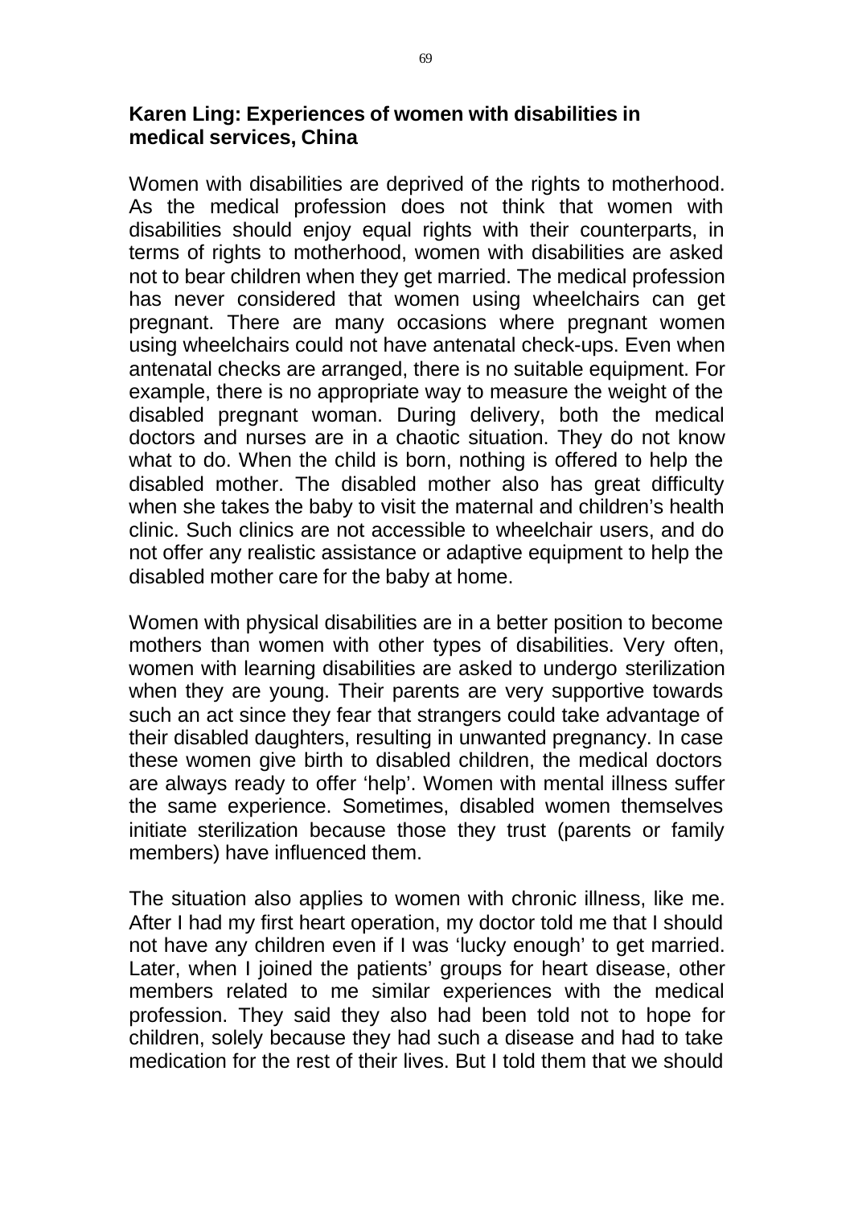## Karen Ling: Experiences of women with disabilities in medical services, China

Women with disabilities are deprived of the rights to motherhood. As the medical profession does not think that women with disabilities should enjoy equal rights with their counterparts, in terms of rights to motherhood, women with disabilities are asked not to bear children when they get married. The medical profession has never considered that women using wheelchairs can get pregnant. There are many occasions where pregnant women using wheelchairs could not have antenatal check-ups. Even when antenatal checks are arranged, there is no suitable equipment. For example, there is no appropriate way to measure the weight of the disabled pregnant woman. During delivery, both the medical doctors and nurses are in a chaotic situation. They do not know what to do. When the child is born, nothing is offered to help the disabled mother. The disabled mother also has great difficulty when she takes the baby to visit the maternal and children's health clinic. Such clinics are not accessible to wheelchair users, and do not offer any realistic assistance or adaptive equipment to help the disabled mother care for the baby at home.

Women with physical disabilities are in a better position to become mothers than women with other types of disabilities. Very often, women with learning disabilities are asked to undergo sterilization when they are young. Their parents are very supportive towards such an act since they fear that strangers could take advantage of their disabled daughters, resulting in unwanted pregnancy. In case these women give birth to disabled children, the medical doctors are always ready to offer 'help'. Women with mental illness suffer the same experience. Sometimes, disabled women themselves initiate sterilization because those they trust (parents or family members) have influenced them.

The situation also applies to women with chronic illness, like me. After I had my first heart operation, my doctor told me that I should not have any children even if I was 'lucky enough' to get married. Later, when I joined the patients' groups for heart disease, other members related to me similar experiences with the medical profession. They said they also had been told not to hope for children, solely because they had such a disease and had to take medication for the rest of their lives. But I told them that we should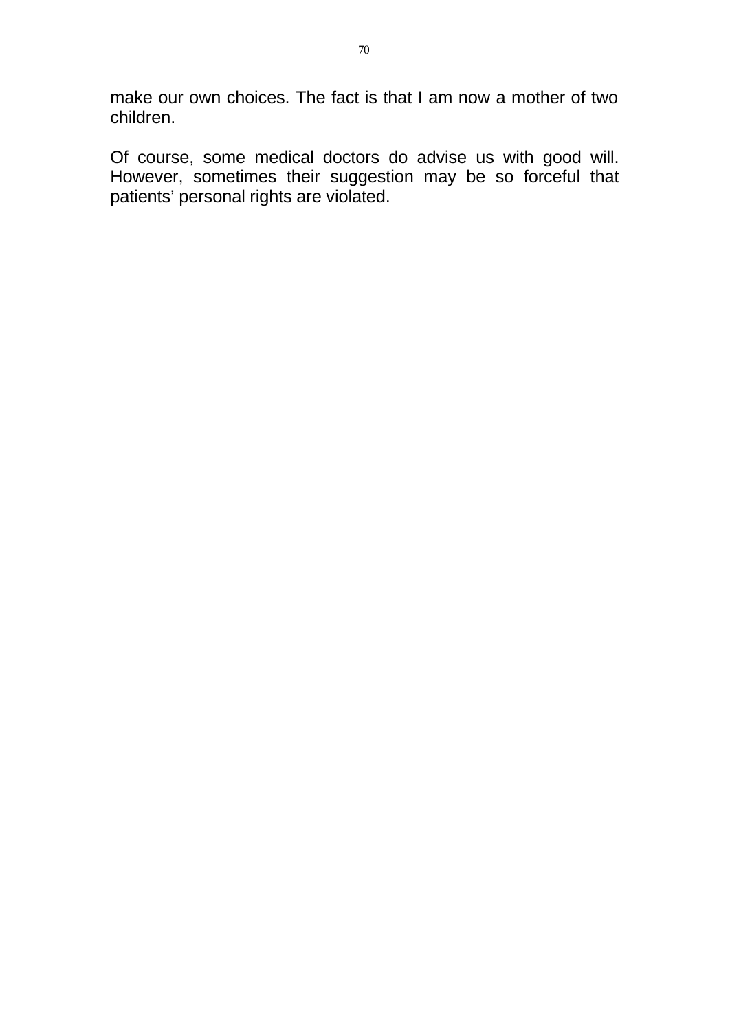make our own choices. The fact is that I am now a mother of two children.

Of course, some medical doctors do advise us with good will. However, sometimes their suggestion may be so forceful that patients' personal rights are violated.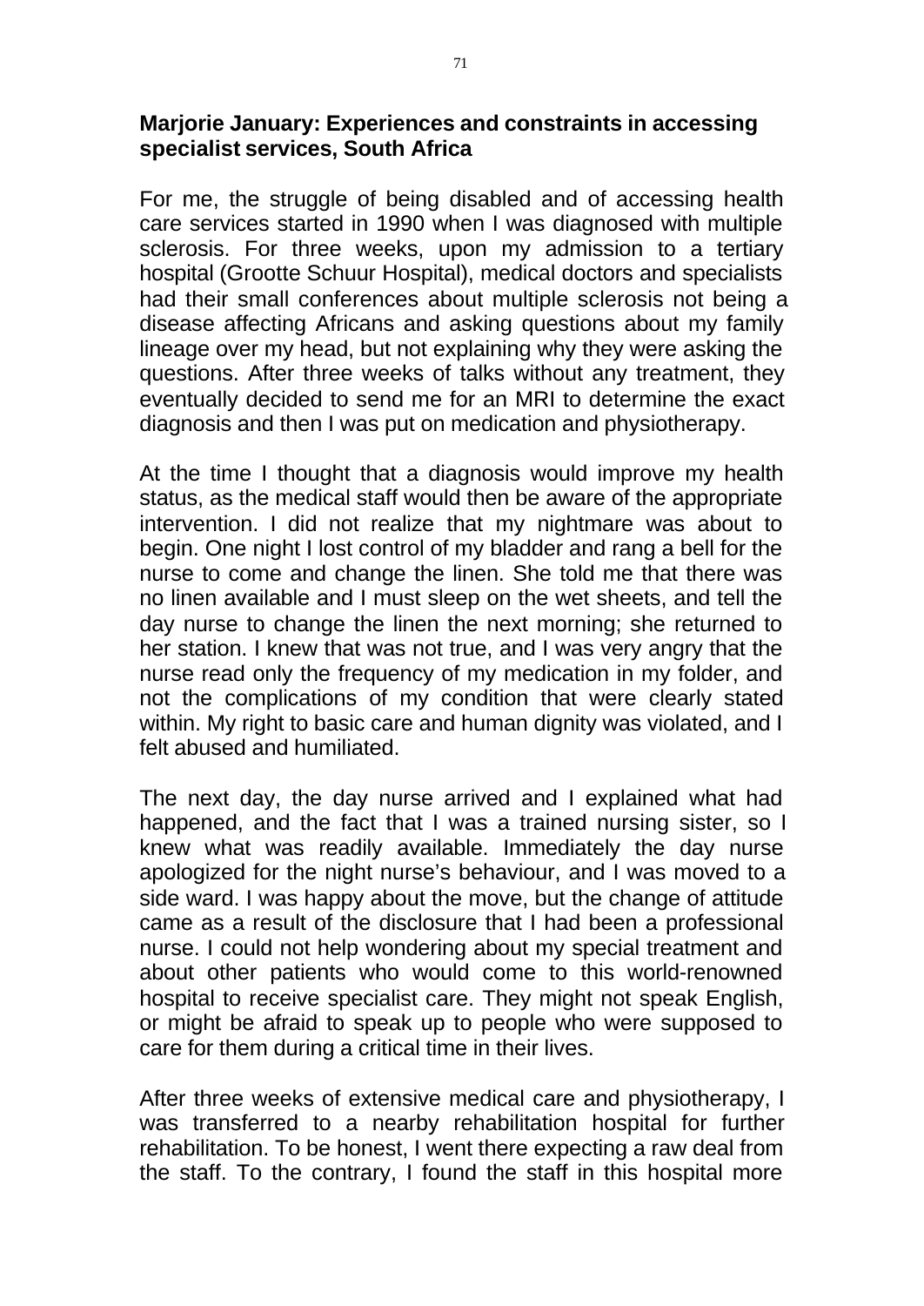### Marjorie January: Experiences and constraints in accessing specialist services, South Africa

For me, the struggle of being disabled and of accessing health care services started in 1990 when I was diagnosed with multiple sclerosis. For three weeks, upon my admission to a tertiary hospital (Grootte Schuur Hospital), medical doctors and specialists had their small conferences about multiple sclerosis not being a disease affecting Africans and asking questions about my family lineage over my head, but not explaining why they were asking the questions. After three weeks of talks without any treatment, they eventually decided to send me for an MRI to determine the exact diagnosis and then I was put on medication and physiotherapy.

At the time I thought that a diagnosis would improve my health status, as the medical staff would then be aware of the appropriate intervention. I did not realize that my nightmare was about to begin. One night I lost control of my bladder and rang a bell for the nurse to come and change the linen. She told me that there was no linen available and I must sleep on the wet sheets, and tell the day nurse to change the linen the next morning; she returned to her station. I knew that was not true, and I was very angry that the nurse read only the frequency of my medication in my folder, and not the complications of my condition that were clearly stated within. My right to basic care and human dignity was violated, and I felt abused and humiliated.

The next day, the day nurse arrived and I explained what had happened, and the fact that I was a trained nursing sister, so I knew what was readily available. Immediately the day nurse apologized for the night nurse's behaviour, and I was moved to a side ward. I was happy about the move, but the change of attitude came as a result of the disclosure that I had been a professional nurse. I could not help wondering about my special treatment and about other patients who would come to this world-renowned hospital to receive specialist care. They might not speak English, or might be afraid to speak up to people who were supposed to care for them during a critical time in their lives.

After three weeks of extensive medical care and physiotherapy, I was transferred to a nearby rehabilitation hospital for further rehabilitation. To be honest, I went there expecting a raw deal from the staff. To the contrary, I found the staff in this hospital more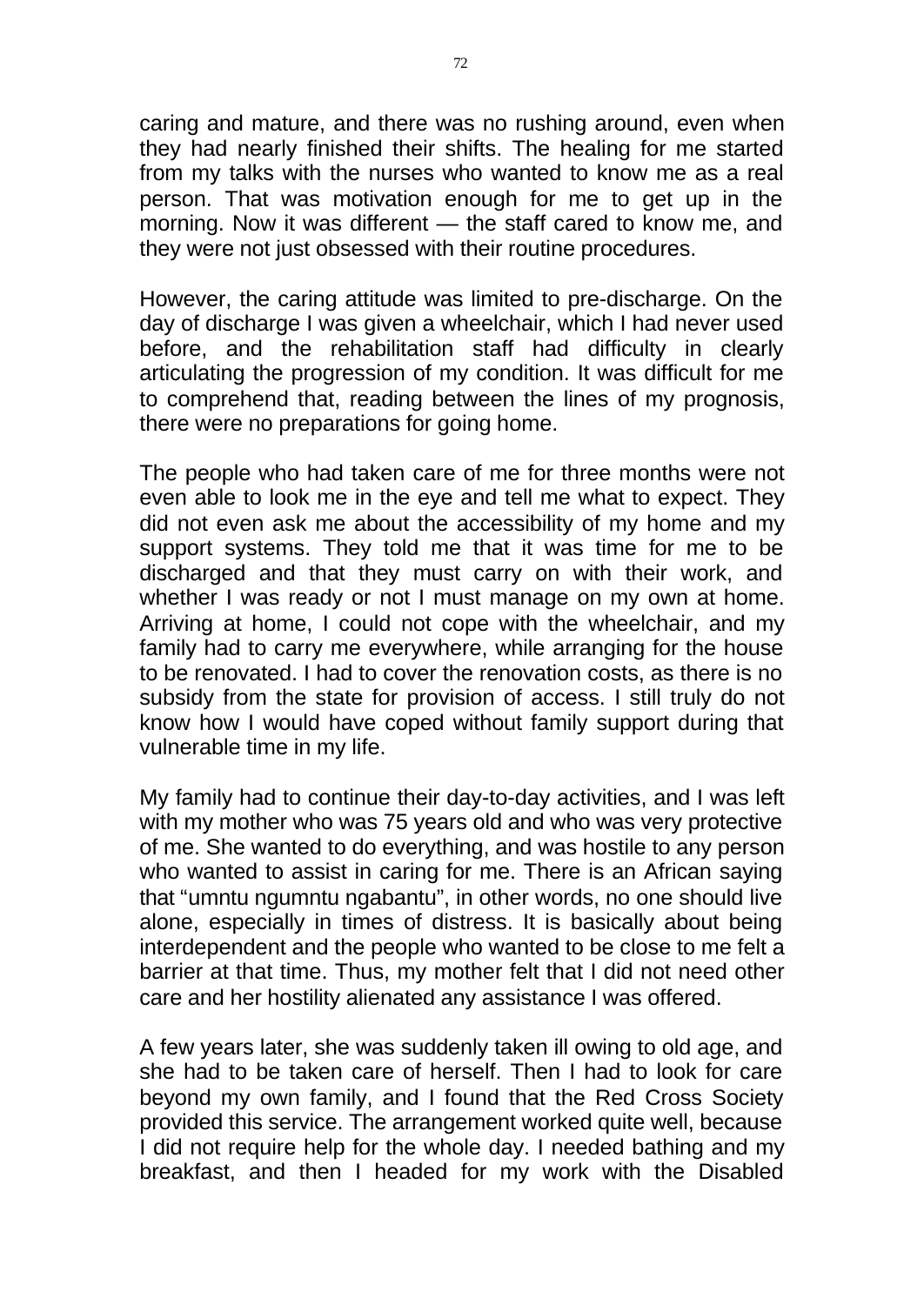caring and mature, and there was no rushing around, even when they had nearly finished their shifts. The healing for me started from my talks with the nurses who wanted to know me as a real person. That was motivation enough for me to get up in the morning. Now it was different — the staff cared to know me, and they were not just obsessed with their routine procedures.

However, the caring attitude was limited to pre-discharge. On the day of discharge I was given a wheelchair, which I had never used before, and the rehabilitation staff had difficulty in clearly articulating the progression of my condition. It was difficult for me to comprehend that, reading between the lines of my prognosis, there were no preparations for going home.

The people who had taken care of me for three months were not even able to look me in the eye and tell me what to expect. They did not even ask me about the accessibility of my home and my support systems. They told me that it was time for me to be discharged and that they must carry on with their work, and whether I was ready or not I must manage on my own at home. Arriving at home, I could not cope with the wheelchair, and my family had to carry me everywhere, while arranging for the house to be renovated. I had to cover the renovation costs, as there is no subsidy from the state for provision of access. I still truly do not know how I would have coped without family support during that vulnerable time in my life.

My family had to continue their day-to-day activities, and I was left with my mother who was 75 years old and who was very protective of me. She wanted to do everything, and was hostile to any person who wanted to assist in caring for me. There is an African saying that "umntu ngumntu ngabantu", in other words, no one should live alone, especially in times of distress. It is basically about being interdependent and the people who wanted to be close to me felt a barrier at that time. Thus, my mother felt that I did not need other care and her hostility alienated any assistance I was offered.

A few years later, she was suddenly taken ill owing to old age, and she had to be taken care of herself. Then I had to look for care beyond my own family, and I found that the Red Cross Society provided this service. The arrangement worked quite well, because I did not require help for the whole day. I needed bathing and my breakfast, and then I headed for my work with the Disabled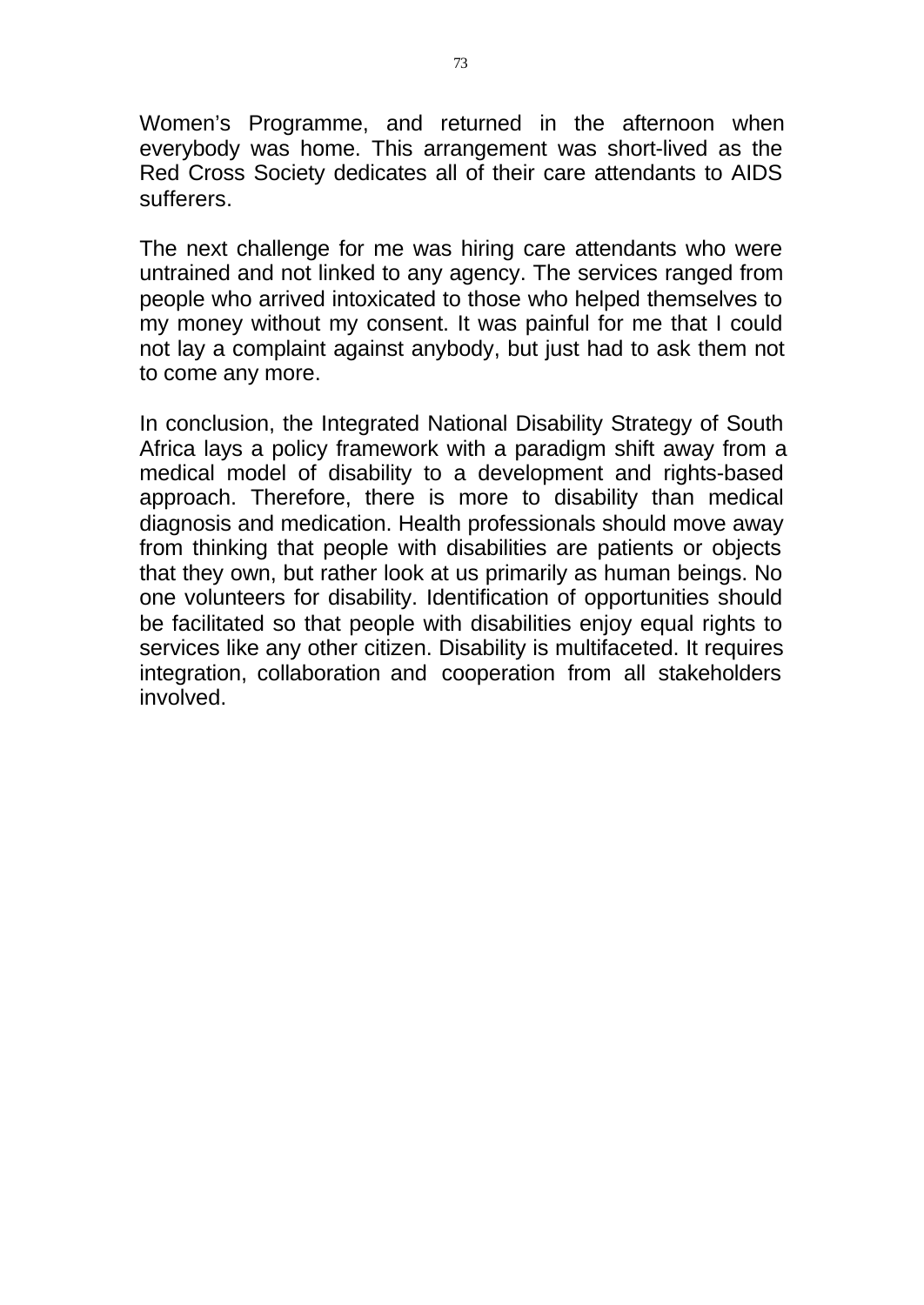Women’s Programme, and returned in the afternoon when everybody was home. This arrangement was short-lived as the Red Cross Society dedicates all of their care attendants to AIDS sufferers.

The next challenge for me was hiring care attendants who were untrained and not linked to any agency. The services ranged from people who arrived intoxicated to those who helped themselves to my money without my consent. It was painful for me that I could not lay a complaint against anybody, but just had to ask them not to come any more.

In conclusion, the Integrated National Disability Strategy of South Africa lays a policy framework with a paradigm shift away from a medical model of disability to a development and rights-based approach. Therefore, there is more to disability than medical diagnosis and medication. Health professionals should move away from thinking that people with disabilities are patients or objects that they own, but rather look at us primarily as human beings. No one volunteers for disability. Identification of opportunities should be facilitated so that people with disabilities enjoy equal rights to services like any other citizen. Disability is multifaceted. It requires integration, collaboration and cooperation from all stakeholders involved.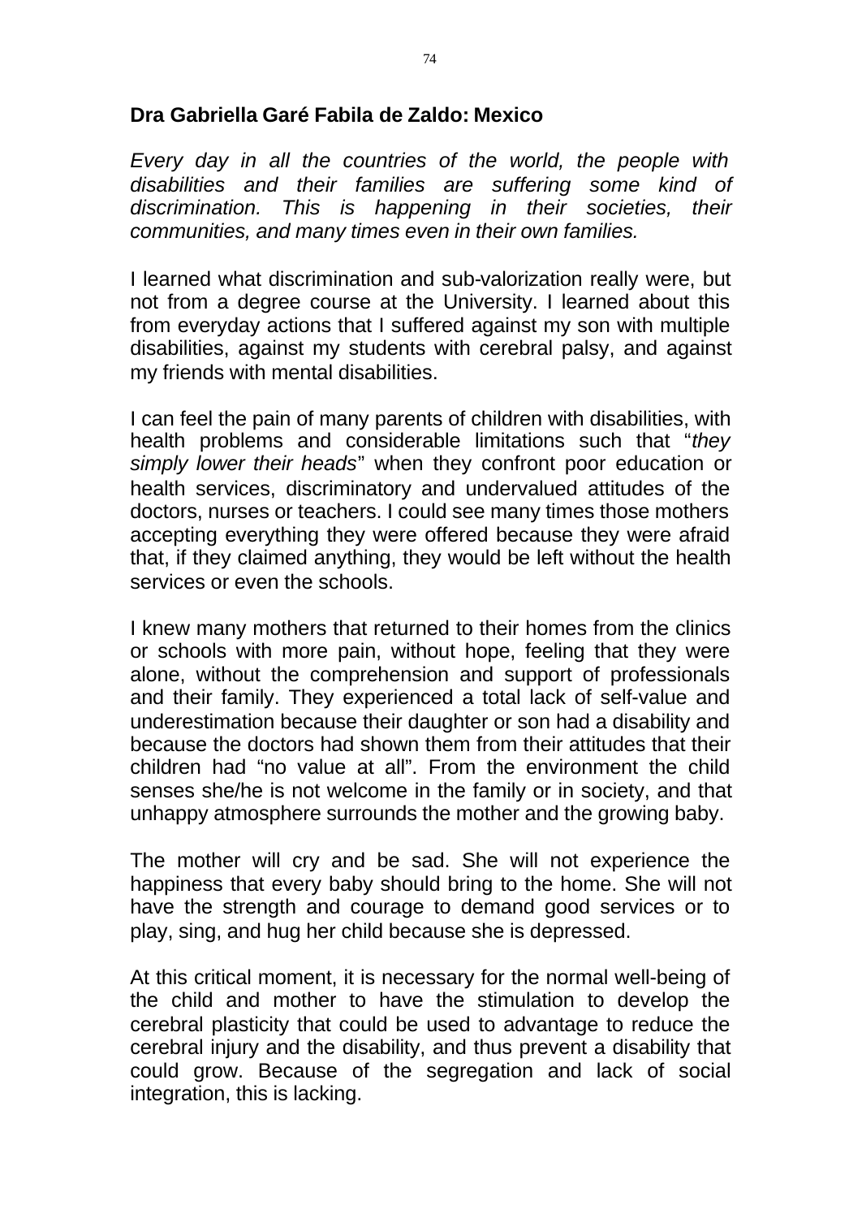## Dra Gabriella Garé Fabila de Zaldo: Mexico

*Every day in all the countries of the world, the people with disabilities and their families are suffering some kind of discrimination. This is happening in their societies, their communities, and many times even in their own families.*

I learned what discrimination and sub-valorization really were, but not from a degree course at the University. I learned about this from everyday actions that I suffered against my son with multiple disabilities, against my students with cerebral palsy, and against my friends with mental disabilities.

I can feel the pain of many parents of children with disabilities, with health problems and considerable limitations such that "*they simply lower their heads*" when they confront poor education or health services, discriminatory and undervalued attitudes of the doctors, nurses or teachers. I could see many times those mothers accepting everything they were offered because they were afraid that, if they claimed anything, they would be left without the health services or even the schools.

I knew many mothers that returned to their homes from the clinics or schools with more pain, without hope, feeling that they were alone, without the comprehension and support of professionals and their family. They experienced a total lack of self-value and underestimation because their daughter or son had a disability and because the doctors had shown them from their attitudes that their children had "no value at all". From the environment the child senses she/he is not welcome in the family or in society, and that unhappy atmosphere surrounds the mother and the growing baby.

The mother will cry and be sad. She will not experience the happiness that every baby should bring to the home. She will not have the strength and courage to demand good services or to play, sing, and hug her child because she is depressed.

At this critical moment, it is necessary for the normal well-being of the child and mother to have the stimulation to develop the cerebral plasticity that could be used to advantage to reduce the cerebral injury and the disability, and thus prevent a disability that could grow. Because of the segregation and lack of social integration, this is lacking.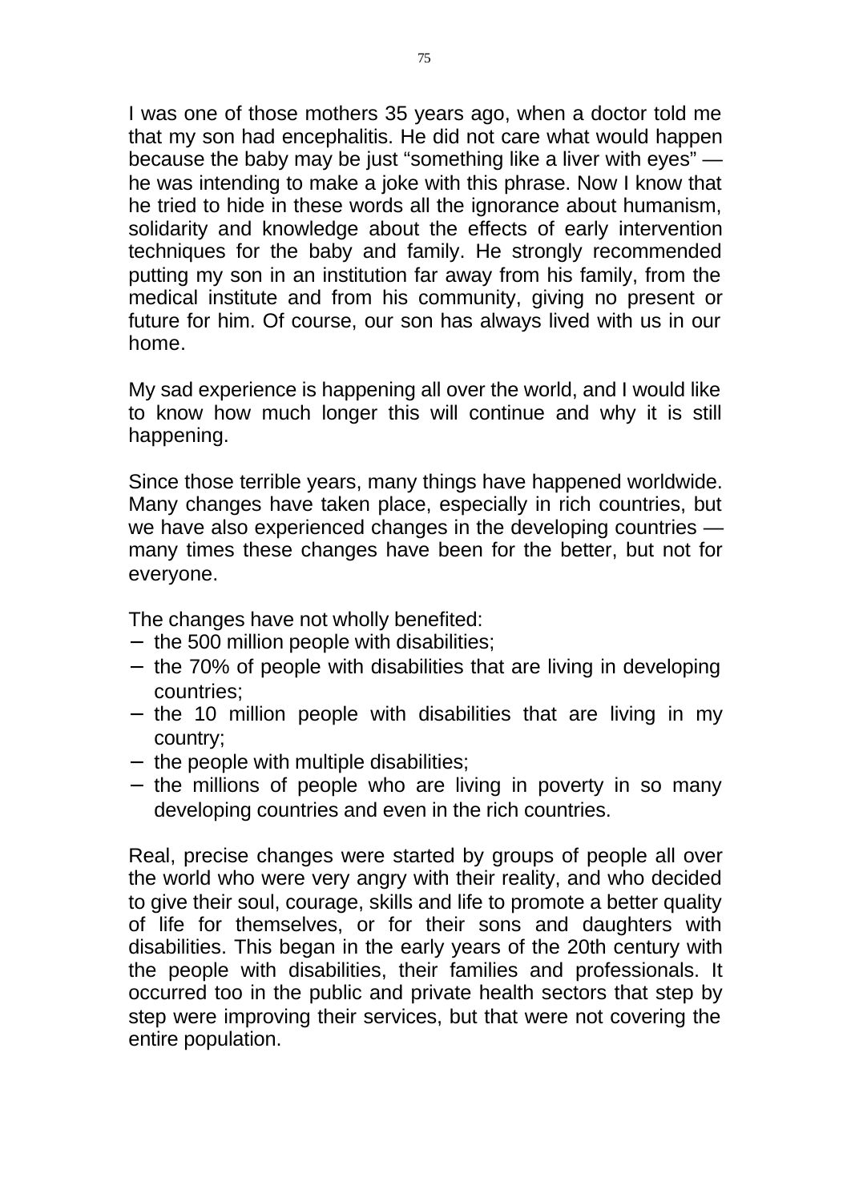I was one of those mothers 35 years ago, when a doctor told me that my son had encephalitis. He did not care what would happen because the baby may be just "something like a liver with eyes" — he was intending to make a joke with this phrase. Now I know that he tried to hide in these words all the ignorance about humanism, solidarity and knowledge about the effects of early intervention techniques for the baby and family. He strongly recommended putting my son in an institution far away from his family, from the medical institute and from his community, giving no present or future for him. Of course, our son has always lived with us in our home.

My sad experience is happening all over the world, and I would like to know how much longer this will continue and why it is still happening.

Since those terrible years, many things have happened worldwide. Many changes have taken place, especially in rich countries, but we have also experienced changes in the developing countries — many times these changes have been for the better, but not for everyone.

The changes have not wholly benefited:

- the 500 million people with disabilities;
- the 70% of people with disabilities that are living in developing countries;
- the 10 million people with disabilities that are living in my country;
- the people with multiple disabilities;
- the millions of people who are living in poverty in so many developing countries and even in the rich countries.

Real, precise changes were started by groups of people all over the world who were very angry with their reality, and who decided to give their soul, courage, skills and life to promote a better quality of life for themselves, or for their sons and daughters with disabilities. This began in the early years of the 20th century with the people with disabilities, their families and professionals. It occurred too in the public and private health sectors that step by step were improving their services, but that were not covering the entire population.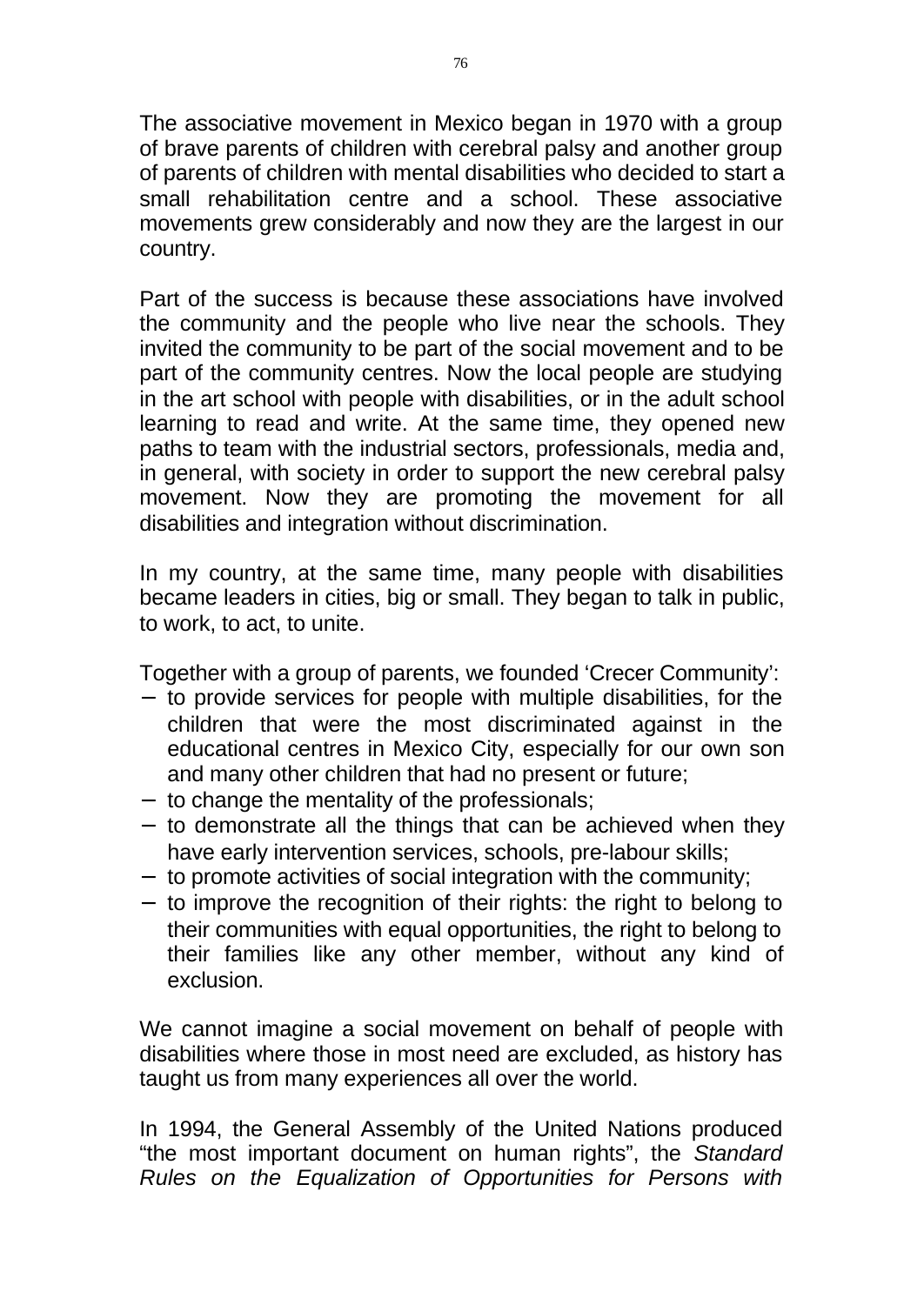The associative movement in Mexico began in 1970 with a group of brave parents of children with cerebral palsy and another group of parents of children with mental disabilities who decided to start a small rehabilitation centre and a school. These associative movements grew considerably and now they are the largest in our country.

Part of the success is because these associations have involved the community and the people who live near the schools. They invited the community to be part of the social movement and to be part of the community centres. Now the local people are studying in the art school with people with disabilities, or in the adult school learning to read and write. At the same time, they opened new paths to team with the industrial sectors, professionals, media and, in general, with society in order to support the new cerebral palsy movement. Now they are promoting the movement for all disabilities and integration without discrimination.

In my country, at the same time, many people with disabilities became leaders in cities, big or small. They began to talk in public, to work, to act, to unite.

Together with a group of parents, we founded 'Crecer Community':

- to provide services for people with multiple disabilities, for the children that were the most discriminated against in the educational centres in Mexico City, especially for our own son and many other children that had no present or future;
- to change the mentality of the professionals;
- to demonstrate all the things that can be achieved when they have early intervention services, schools, pre-labour skills;
- to promote activities of social integration with the community;
- to improve the recognition of their rights: the right to belong to their communities with equal opportunities, the right to belong to their families like any other member, without any kind of exclusion.

We cannot imagine a social movement on behalf of people with disabilities where those in most need are excluded, as history has taught us from many experiences all over the world.

In 1994, the General Assembly of the United Nations produced "the most important document on human rights", the *Standard Rules on the Equalization of Opportunities for Persons with*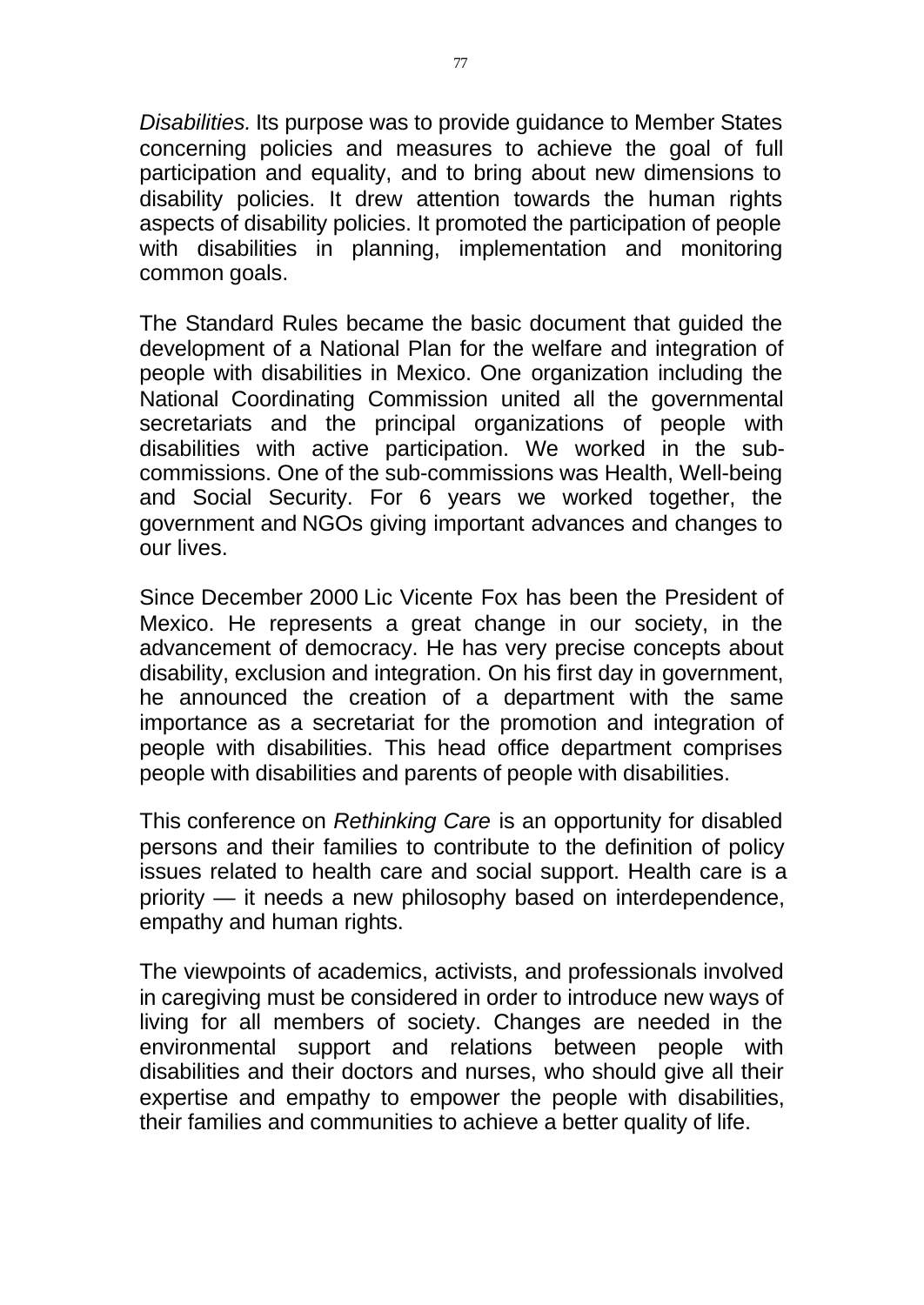*Disabilities.* Its purpose was to provide guidance to Member States concerning policies and measures to achieve the goal of full participation and equality, and to bring about new dimensions to disability policies. It drew attention towards the human rights aspects of disability policies. It promoted the participation of people with disabilities in planning, implementation and monitoring common goals.

The Standard Rules became the basic document that guided the development of a National Plan for the welfare and integration of people with disabilities in Mexico. One organization including the National Coordinating Commission united all the governmental secretariats and the principal organizations of people with disabilities with active participation. We worked in the sub-commissions. One of the sub-commissions was Health, Well-being and Social Security. For 6 years we worked together, the government and NGOs giving important advances and changes to our lives.

Since December 2000 Lic Vicente Fox has been the President of Mexico. He represents a great change in our society, in the advancement of democracy. He has very precise concepts about disability, exclusion and integration. On his first day in government, he announced the creation of a department with the same importance as a secretariat for the promotion and integration of people with disabilities. This head office department comprises people with disabilities and parents of people with disabilities.

This conference on *Rethinking Care* is an opportunity for disabled persons and their families to contribute to the definition of policy issues related to health care and social support. Health care is a priority — it needs a new philosophy based on interdependence, empathy and human rights.

The viewpoints of academics, activists, and professionals involved in caregiving must be considered in order to introduce new ways of living for all members of society. Changes are needed in the environmental support and relations between people with disabilities and their doctors and nurses, who should give all their expertise and empathy to empower the people with disabilities, their families and communities to achieve a better quality of life.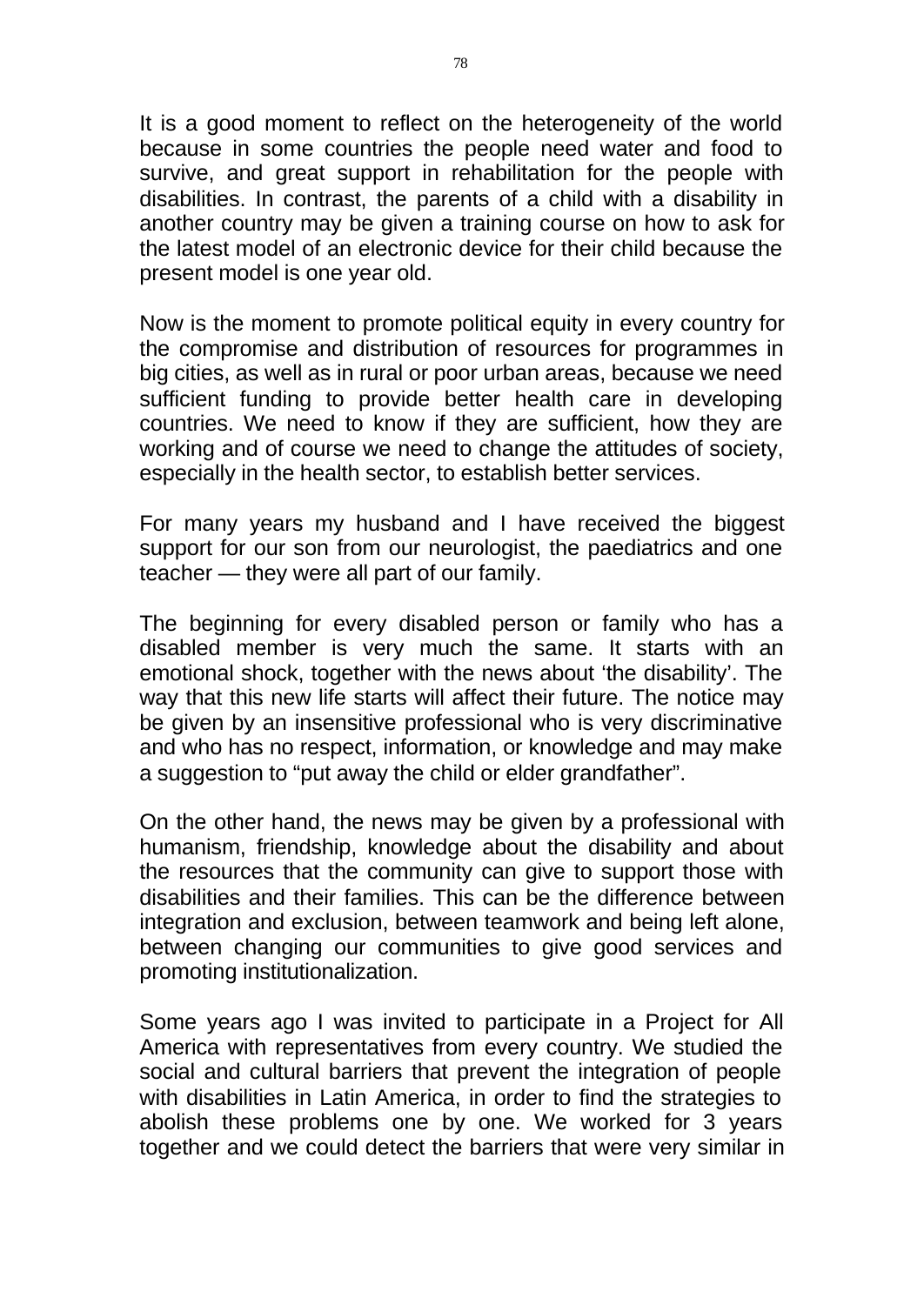It is a good moment to reflect on the heterogeneity of the world because in some countries the people need water and food to survive, and great support in rehabilitation for the people with disabilities. In contrast, the parents of a child with a disability in another country may be given a training course on how to ask for the latest model of an electronic device for their child because the present model is one year old.

Now is the moment to promote political equity in every country for the compromise and distribution of resources for programmes in big cities, as well as in rural or poor urban areas, because we need sufficient funding to provide better health care in developing countries. We need to know if they are sufficient, how they are working and of course we need to change the attitudes of society, especially in the health sector, to establish better services.

For many years my husband and I have received the biggest support for our son from our neurologist, the paediatrics and one teacher — they were all part of our family.

The beginning for every disabled person or family who has a disabled member is very much the same. It starts with an emotional shock, together with the news about 'the disability'. The way that this new life starts will affect their future. The notice may be given by an insensitive professional who is very discriminative and who has no respect, information, or knowledge and may make a suggestion to "put away the child or elder grandfather".

On the other hand, the news may be given by a professional with humanism, friendship, knowledge about the disability and about the resources that the community can give to support those with disabilities and their families. This can be the difference between integration and exclusion, between teamwork and being left alone, between changing our communities to give good services and promoting institutionalization.

Some years ago I was invited to participate in a Project for All America with representatives from every country. We studied the social and cultural barriers that prevent the integration of people with disabilities in Latin America, in order to find the strategies to abolish these problems one by one. We worked for 3 years together and we could detect the barriers that were very similar in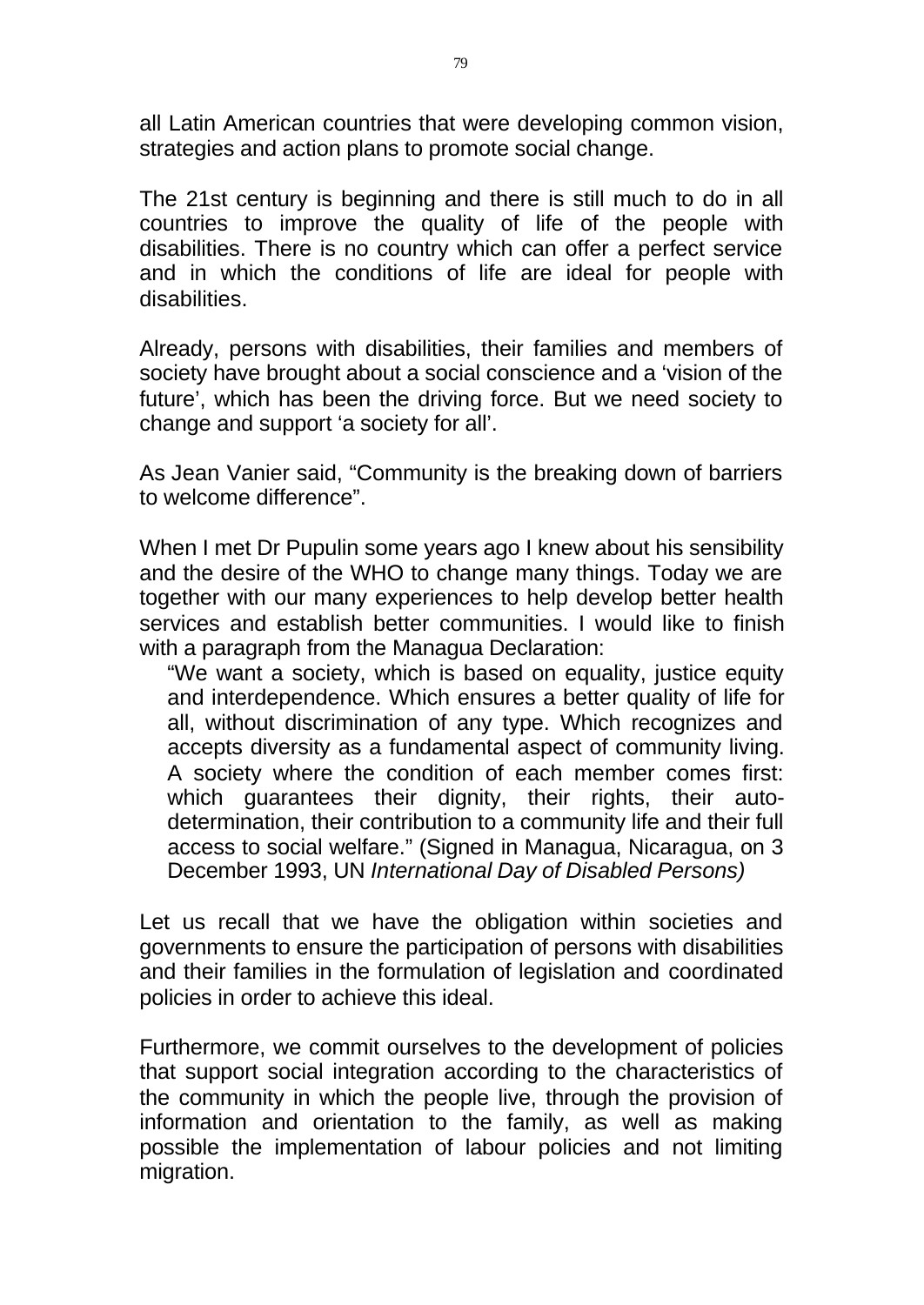all Latin American countries that were developing common vision, strategies and action plans to promote social change.

The 21st century is beginning and there is still much to do in all countries to improve the quality of life of the people with disabilities. There is no country which can offer a perfect service and in which the conditions of life are ideal for people with disabilities.

Already, persons with disabilities, their families and members of society have brought about a social conscience and a 'vision of the future', which has been the driving force. But we need society to change and support 'a society for all'.

As Jean Vanier said, "Community is the breaking down of barriers to welcome difference".

When I met Dr Pupulin some years ago I knew about his sensibility and the desire of the WHO to change many things. Today we are together with our many experiences to help develop better health services and establish better communities. I would like to finish with a paragraph from the Managua Declaration:

> "We want a society, which is based on equality, justice equity and interdependence. Which ensures a better quality of life for all, without discrimination of any type. Which recognizes and accepts diversity as a fundamental aspect of community living. A society where the condition of each member comes first: which guarantees their dignity, their rights, their auto-determination, their contribution to a community life and their full access to social welfare." (Signed in Managua, Nicaragua, on 3 December 1993, UN *International Day of Disabled Persons)*

Let us recall that we have the obligation within societies and governments to ensure the participation of persons with disabilities and their families in the formulation of legislation and coordinated policies in order to achieve this ideal.

Furthermore, we commit ourselves to the development of policies that support social integration according to the characteristics of the community in which the people live, through the provision of information and orientation to the family, as well as making possible the implementation of labour policies and not limiting migration.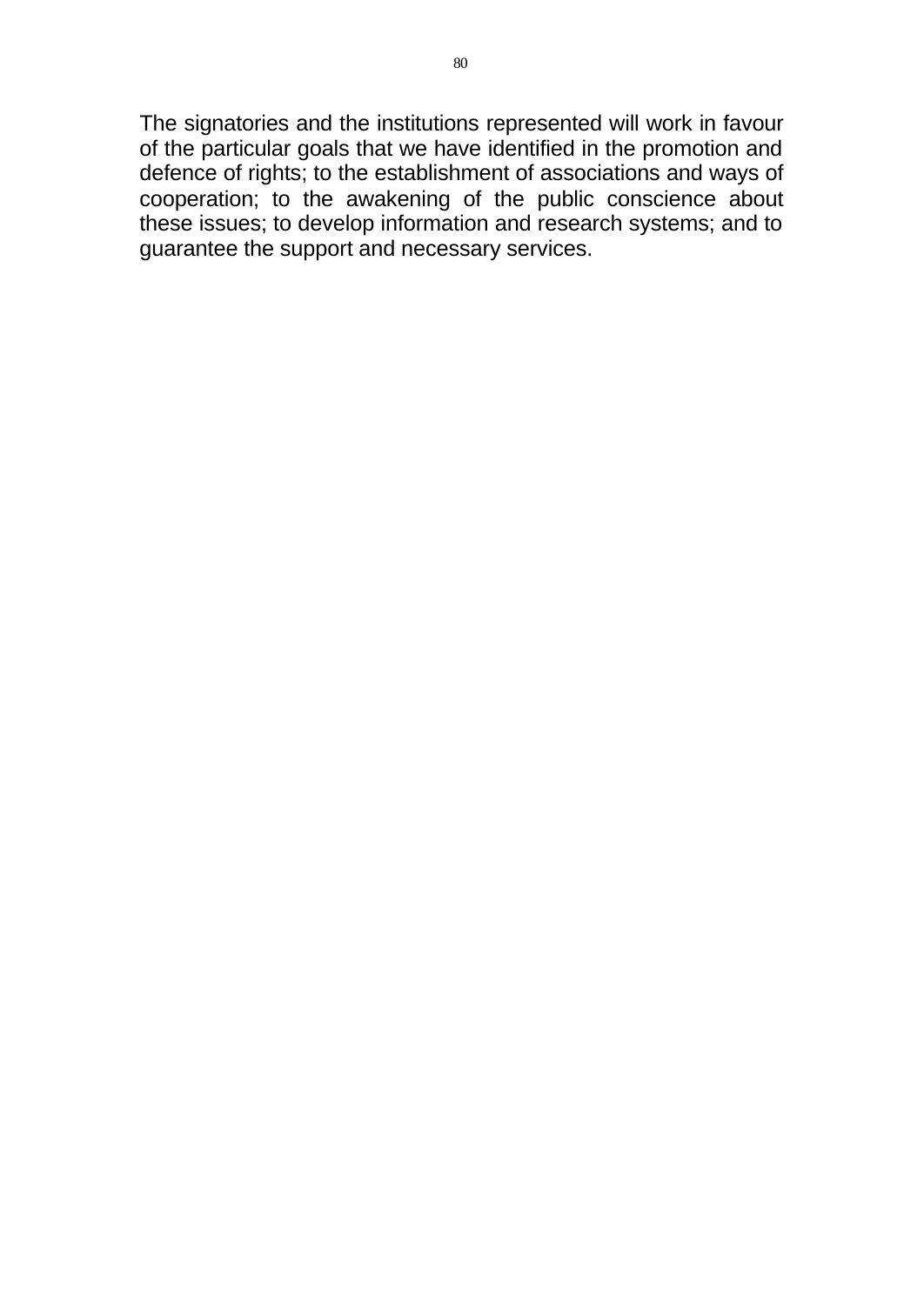The signatories and the institutions represented will work in favour of the particular goals that we have identified in the promotion and defence of rights; to the establishment of associations and ways of cooperation; to the awakening of the public conscience about these issues; to develop information and research systems; and to guarantee the support and necessary services.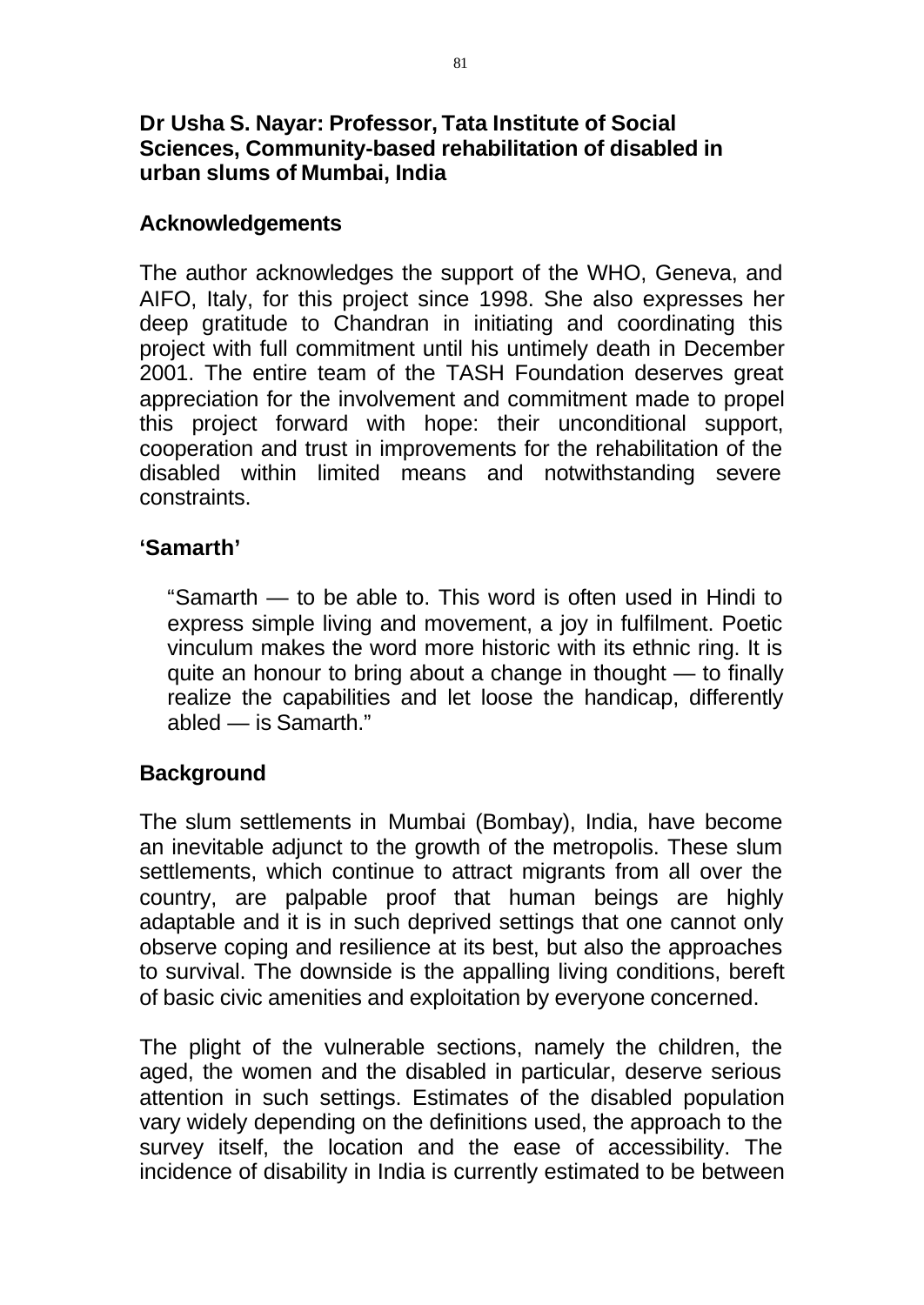## Dr Usha S. Nayar: Professor, Tata Institute of Social Sciences, Community-based rehabilitation of disabled in urban slums of Mumbai, India

### Acknowledgements

The author acknowledges the support of the WHO, Geneva, and AIFO, Italy, for this project since 1998. She also expresses her deep gratitude to Chandran in initiating and coordinating this project with full commitment until his untimely death in December 2001. The entire team of the TASH Foundation deserves great appreciation for the involvement and commitment made to propel this project forward with hope: their unconditional support, cooperation and trust in improvements for the rehabilitation of the disabled within limited means and notwithstanding severe constraints.

### 'Samarth'

> "Samarth — to be able to. This word is often used in Hindi to express simple living and movement, a joy in fulfilment. Poetic vinculum makes the word more historic with its ethnic ring. It is quite an honour to bring about a change in thought — to finally realize the capabilities and let loose the handicap, differently abled — is Samarth."

### Background

The slum settlements in Mumbai (Bombay), India, have become an inevitable adjunct to the growth of the metropolis. These slum settlements, which continue to attract migrants from all over the country, are palpable proof that human beings are highly adaptable and it is in such deprived settings that one cannot only observe coping and resilience at its best, but also the approaches to survival. The downside is the appalling living conditions, bereft of basic civic amenities and exploitation by everyone concerned.

The plight of the vulnerable sections, namely the children, the aged, the women and the disabled in particular, deserve serious attention in such settings. Estimates of the disabled population vary widely depending on the definitions used, the approach to the survey itself, the location and the ease of accessibility. The incidence of disability in India is currently estimated to be between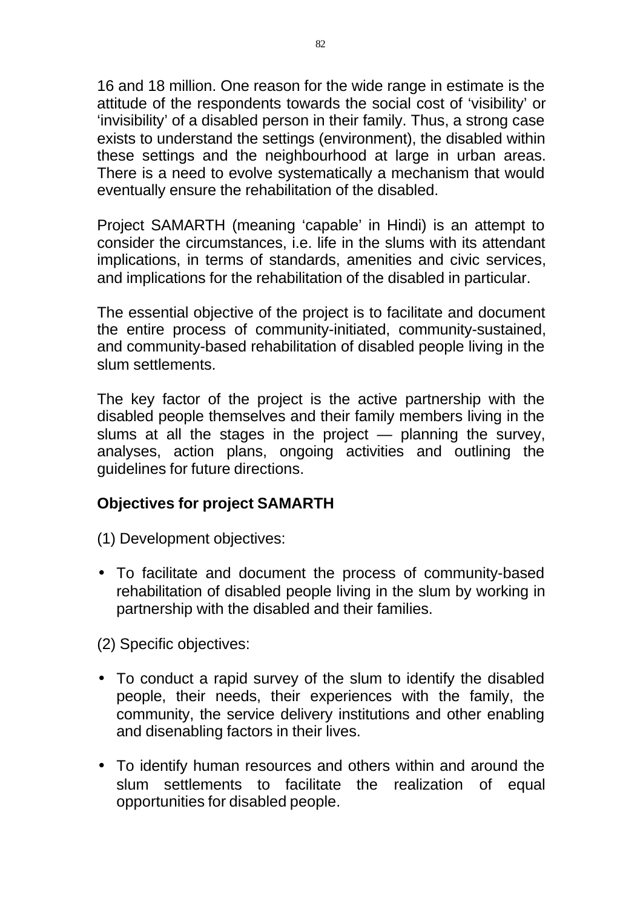16 and 18 million. One reason for the wide range in estimate is the attitude of the respondents towards the social cost of 'visibility' or 'invisibility' of a disabled person in their family. Thus, a strong case exists to understand the settings (environment), the disabled within these settings and the neighbourhood at large in urban areas. There is a need to evolve systematically a mechanism that would eventually ensure the rehabilitation of the disabled.

Project SAMARTH (meaning 'capable' in Hindi) is an attempt to consider the circumstances, i.e. life in the slums with its attendant implications, in terms of standards, amenities and civic services, and implications for the rehabilitation of the disabled in particular.

The essential objective of the project is to facilitate and document the entire process of community-initiated, community-sustained, and community-based rehabilitation of disabled people living in the slum settlements.

The key factor of the project is the active partnership with the disabled people themselves and their family members living in the slums at all the stages in the project — planning the survey, analyses, action plans, ongoing activities and outlining the guidelines for future directions.

**Objectives for project SAMARTH**

(1) Development objectives:

- To facilitate and document the process of community-based rehabilitation of disabled people living in the slum by working in partnership with the disabled and their families.

(2) Specific objectives:

- To conduct a rapid survey of the slum to identify the disabled people, their needs, their experiences with the family, the community, the service delivery institutions and other enabling and disenabling factors in their lives.

- To identify human resources and others within and around the slum settlements to facilitate the realization of equal opportunities for disabled people.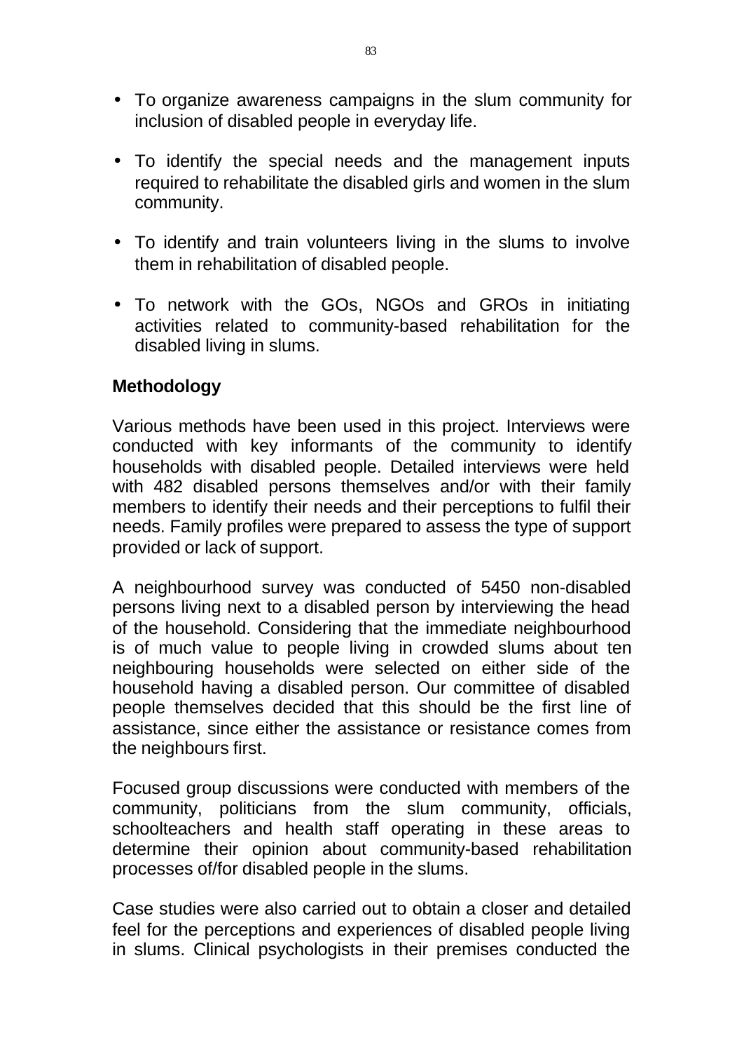- To organize awareness campaigns in the slum community for inclusion of disabled people in everyday life.
- To identify the special needs and the management inputs required to rehabilitate the disabled girls and women in the slum community.
- To identify and train volunteers living in the slums to involve them in rehabilitation of disabled people.
- To network with the GOs, NGOs and GROs in initiating activities related to community-based rehabilitation for the disabled living in slums.

### Methodology

Various methods have been used in this project. Interviews were conducted with key informants of the community to identify households with disabled people. Detailed interviews were held with 482 disabled persons themselves and/or with their family members to identify their needs and their perceptions to fulfil their needs. Family profiles were prepared to assess the type of support provided or lack of support.

A neighbourhood survey was conducted of 5450 non-disabled persons living next to a disabled person by interviewing the head of the household. Considering that the immediate neighbourhood is of much value to people living in crowded slums about ten neighbouring households were selected on either side of the household having a disabled person. Our committee of disabled people themselves decided that this should be the first line of assistance, since either the assistance or resistance comes from the neighbours first.

Focused group discussions were conducted with members of the community, politicians from the slum community, officials, schoolteachers and health staff operating in these areas to determine their opinion about community-based rehabilitation processes of/for disabled people in the slums.

Case studies were also carried out to obtain a closer and detailed feel for the perceptions and experiences of disabled people living in slums. Clinical psychologists in their premises conducted the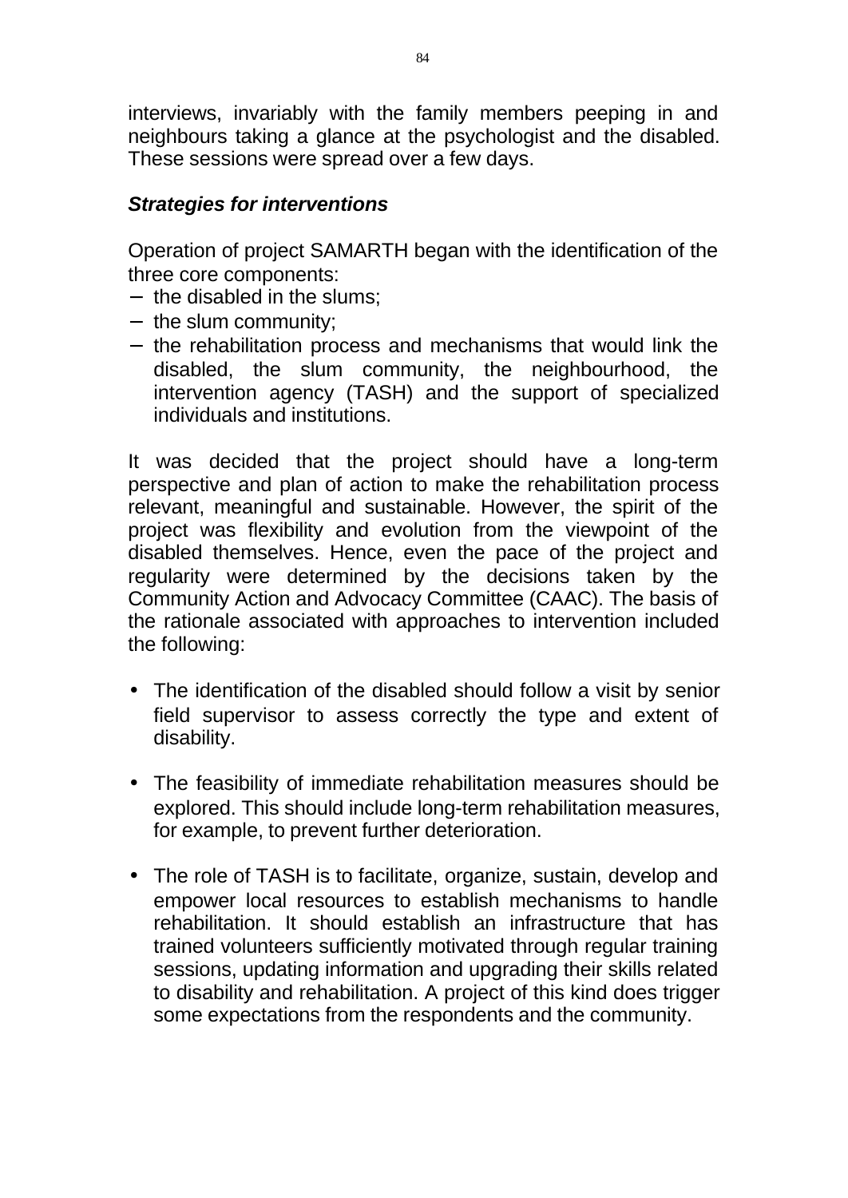interviews, invariably with the family members peeping in and neighbours taking a glance at the psychologist and the disabled. These sessions were spread over a few days.

### *Strategies for interventions*

Operation of project SAMARTH began with the identification of the three core components:

- the disabled in the slums;
- the slum community;
- the rehabilitation process and mechanisms that would link the disabled, the slum community, the neighbourhood, the intervention agency (TASH) and the support of specialized individuals and institutions.

It was decided that the project should have a long-term perspective and plan of action to make the rehabilitation process relevant, meaningful and sustainable. However, the spirit of the project was flexibility and evolution from the viewpoint of the disabled themselves. Hence, even the pace of the project and regularity were determined by the decisions taken by the Community Action and Advocacy Committee (CAAC). The basis of the rationale associated with approaches to intervention included the following:

- The identification of the disabled should follow a visit by senior field supervisor to assess correctly the type and extent of disability.

- The feasibility of immediate rehabilitation measures should be explored. This should include long-term rehabilitation measures, for example, to prevent further deterioration.

- The role of TASH is to facilitate, organize, sustain, develop and empower local resources to establish mechanisms to handle rehabilitation. It should establish an infrastructure that has trained volunteers sufficiently motivated through regular training sessions, updating information and upgrading their skills related to disability and rehabilitation. A project of this kind does trigger some expectations from the respondents and the community.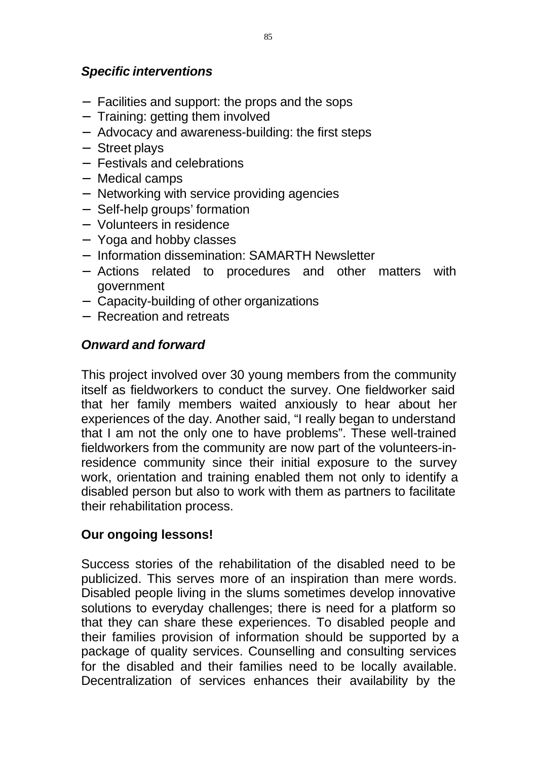### *Specific interventions*

- Facilities and support: the props and the sops
- Training: getting them involved
- Advocacy and awareness-building: the first steps
- Street plays
- Festivals and celebrations
- Medical camps
- Networking with service providing agencies
- Self-help groups' formation
- Volunteers in residence
- Yoga and hobby classes
- Information dissemination: SAMARTH Newsletter
- Actions related to procedures and other matters with government
- Capacity-building of other organizations
- Recreation and retreats

### *Onward and forward*

This project involved over 30 young members from the community itself as fieldworkers to conduct the survey. One fieldworker said that her family members waited anxiously to hear about her experiences of the day. Another said, "I really began to understand that I am not the only one to have problems". These well-trained fieldworkers from the community are now part of the volunteers-in-residence community since their initial exposure to the survey work, orientation and training enabled them not only to identify a disabled person but also to work with them as partners to facilitate their rehabilitation process.

### **Our ongoing lessons!**

Success stories of the rehabilitation of the disabled need to be publicized. This serves more of an inspiration than mere words. Disabled people living in the slums sometimes develop innovative solutions to everyday challenges; there is need for a platform so that they can share these experiences. To disabled people and their families provision of information should be supported by a package of quality services. Counselling and consulting services for the disabled and their families need to be locally available. Decentralization of services enhances their availability by the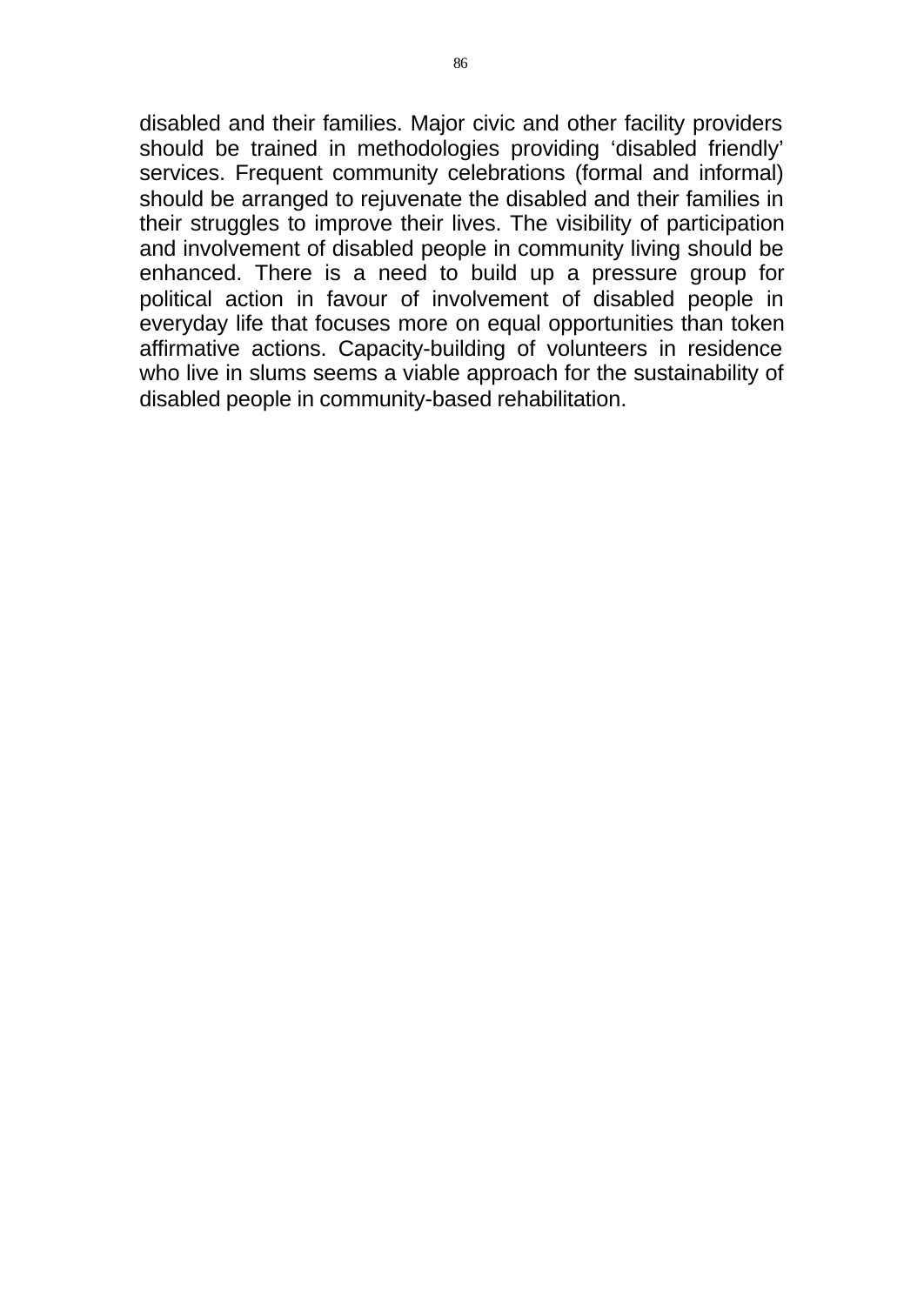disabled and their families. Major civic and other facility providers should be trained in methodologies providing ‘disabled friendly’ services. Frequent community celebrations (formal and informal) should be arranged to rejuvenate the disabled and their families in their struggles to improve their lives. The visibility of participation and involvement of disabled people in community living should be enhanced. There is a need to build up a pressure group for political action in favour of involvement of disabled people in everyday life that focuses more on equal opportunities than token affirmative actions. Capacity-building of volunteers in residence who live in slums seems a viable approach for the sustainability of disabled people in community-based rehabilitation.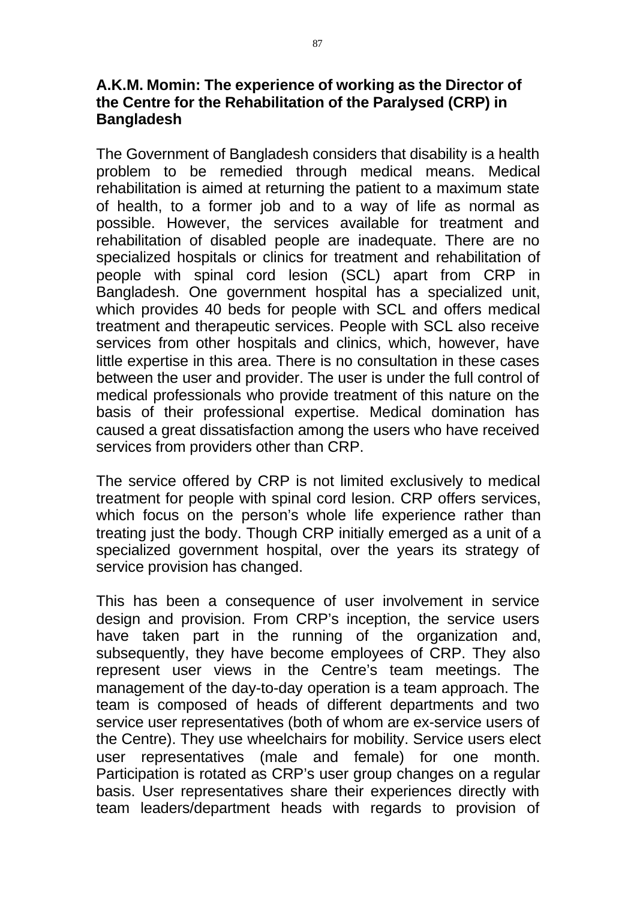### A.K.M. Momin: The experience of working as the Director of the Centre for the Rehabilitation of the Paralysed (CRP) in Bangladesh

The Government of Bangladesh considers that disability is a health problem to be remedied through medical means. Medical rehabilitation is aimed at returning the patient to a maximum state of health, to a former job and to a way of life as normal as possible. However, the services available for treatment and rehabilitation of disabled people are inadequate. There are no specialized hospitals or clinics for treatment and rehabilitation of people with spinal cord lesion (SCL) apart from CRP in Bangladesh. One government hospital has a specialized unit, which provides 40 beds for people with SCL and offers medical treatment and therapeutic services. People with SCL also receive services from other hospitals and clinics, which, however, have little expertise in this area. There is no consultation in these cases between the user and provider. The user is under the full control of medical professionals who provide treatment of this nature on the basis of their professional expertise. Medical domination has caused a great dissatisfaction among the users who have received services from providers other than CRP.

The service offered by CRP is not limited exclusively to medical treatment for people with spinal cord lesion. CRP offers services, which focus on the person's whole life experience rather than treating just the body. Though CRP initially emerged as a unit of a specialized government hospital, over the years its strategy of service provision has changed.

This has been a consequence of user involvement in service design and provision. From CRP's inception, the service users have taken part in the running of the organization and, subsequently, they have become employees of CRP. They also represent user views in the Centre's team meetings. The management of the day-to-day operation is a team approach. The team is composed of heads of different departments and two service user representatives (both of whom are ex-service users of the Centre). They use wheelchairs for mobility. Service users elect user representatives (male and female) for one month. Participation is rotated as CRP's user group changes on a regular basis. User representatives share their experiences directly with team leaders/department heads with regards to provision of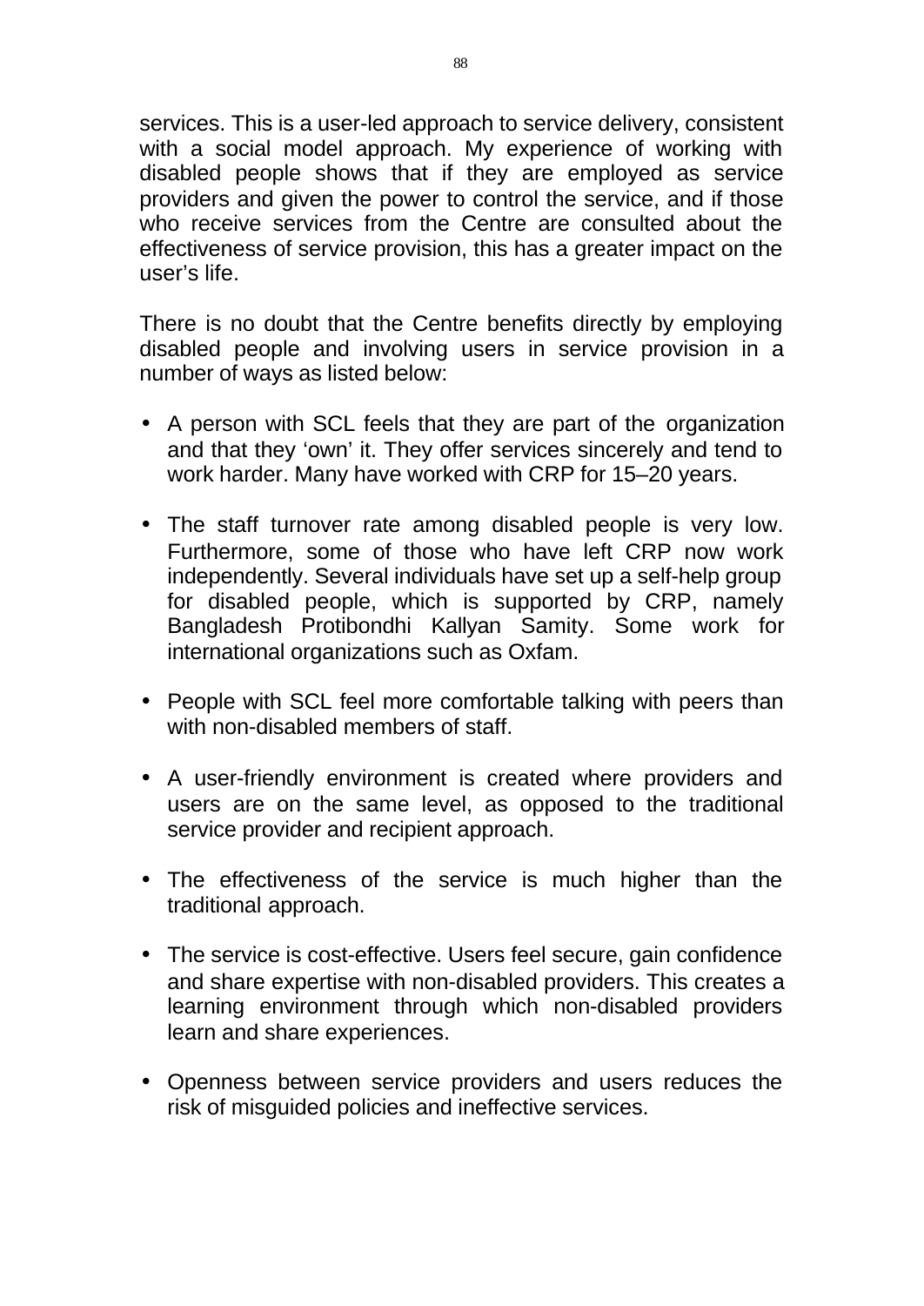services. This is a user-led approach to service delivery, consistent with a social model approach. My experience of working with disabled people shows that if they are employed as service providers and given the power to control the service, and if those who receive services from the Centre are consulted about the effectiveness of service provision, this has a greater impact on the user's life.

There is no doubt that the Centre benefits directly by employing disabled people and involving users in service provision in a number of ways as listed below:

- A person with SCL feels that they are part of the organization and that they 'own' it. They offer services sincerely and tend to work harder. Many have worked with CRP for 15–20 years.

- The staff turnover rate among disabled people is very low. Furthermore, some of those who have left CRP now work independently. Several individuals have set up a self-help group for disabled people, which is supported by CRP, namely Bangladesh Protibondhi Kallyan Samity. Some work for international organizations such as Oxfam.

- People with SCL feel more comfortable talking with peers than with non-disabled members of staff.

- A user-friendly environment is created where providers and users are on the same level, as opposed to the traditional service provider and recipient approach.

- The effectiveness of the service is much higher than the traditional approach.

- The service is cost-effective. Users feel secure, gain confidence and share expertise with non-disabled providers. This creates a learning environment through which non-disabled providers learn and share experiences.

- Openness between service providers and users reduces the risk of misguided policies and ineffective services.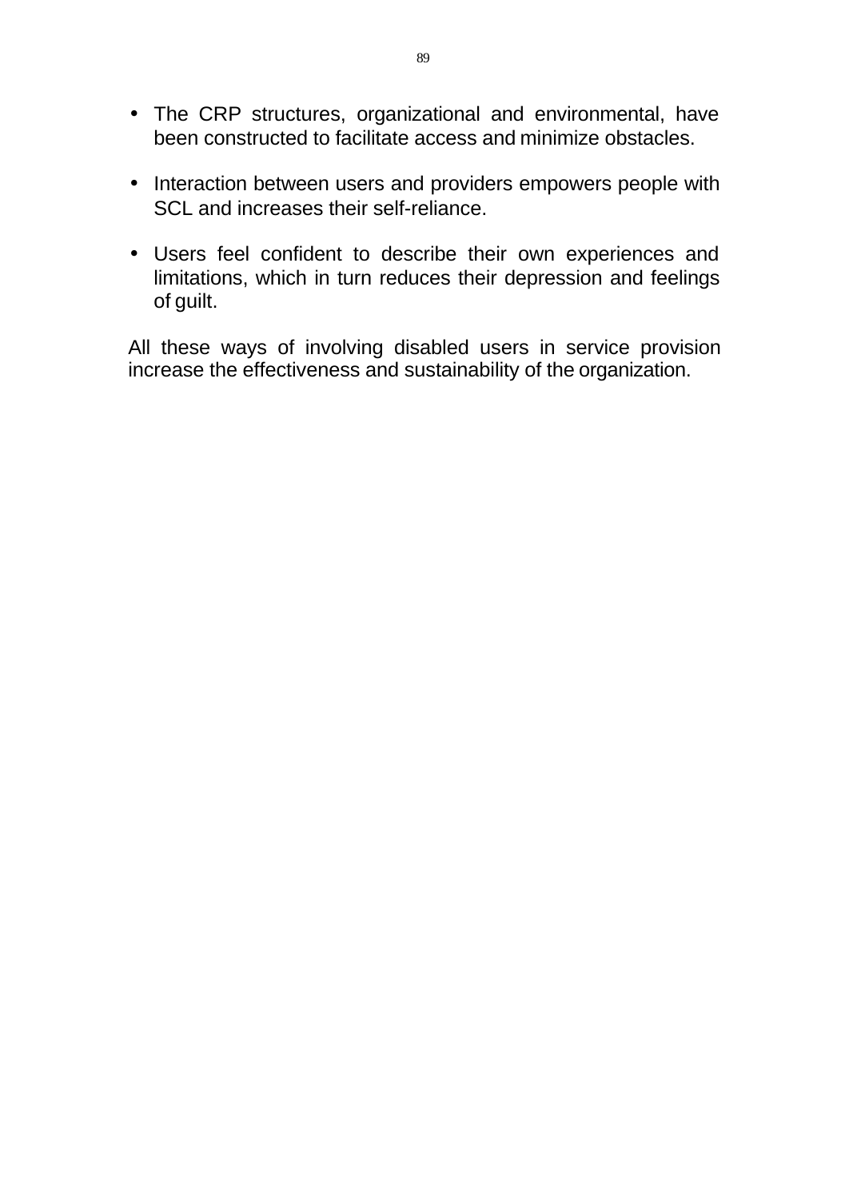- The CRP structures, organizational and environmental, have been constructed to facilitate access and minimize obstacles.

- Interaction between users and providers empowers people with SCL and increases their self-reliance.

- Users feel confident to describe their own experiences and limitations, which in turn reduces their depression and feelings of guilt.

All these ways of involving disabled users in service provision increase the effectiveness and sustainability of the organization.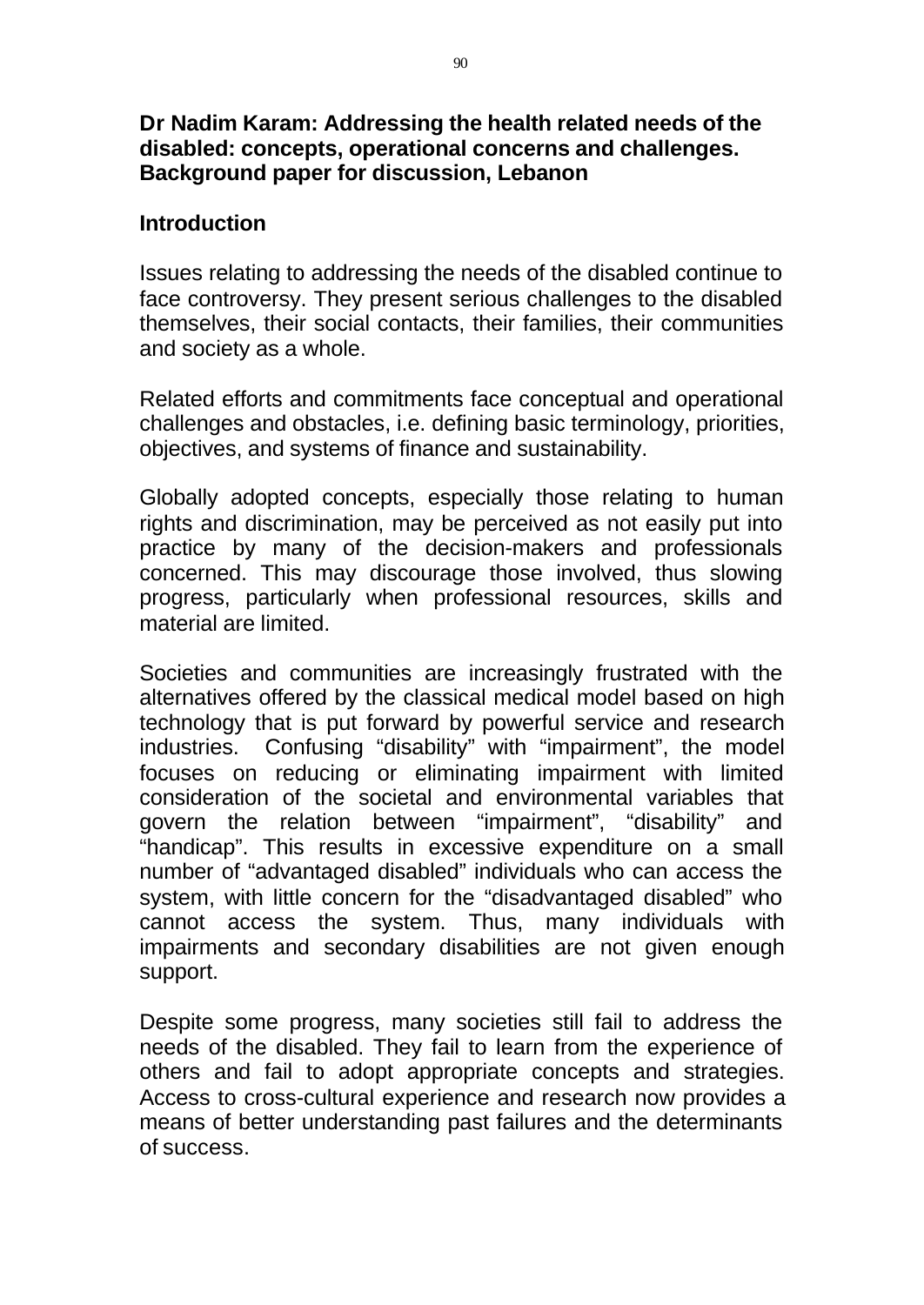**Dr Nadim Karam: Addressing the health related needs of the disabled: concepts, operational concerns and challenges. Background paper for discussion, Lebanon**

**Introduction**

Issues relating to addressing the needs of the disabled continue to face controversy. They present serious challenges to the disabled themselves, their social contacts, their families, their communities and society as a whole.

Related efforts and commitments face conceptual and operational challenges and obstacles, i.e. defining basic terminology, priorities, objectives, and systems of finance and sustainability.

Globally adopted concepts, especially those relating to human rights and discrimination, may be perceived as not easily put into practice by many of the decision-makers and professionals concerned. This may discourage those involved, thus slowing progress, particularly when professional resources, skills and material are limited.

Societies and communities are increasingly frustrated with the alternatives offered by the classical medical model based on high technology that is put forward by powerful service and research industries. Confusing "disability" with "impairment", the model focuses on reducing or eliminating impairment with limited consideration of the societal and environmental variables that govern the relation between "impairment", "disability" and "handicap". This results in excessive expenditure on a small number of "advantaged disabled" individuals who can access the system, with little concern for the "disadvantaged disabled" who cannot access the system. Thus, many individuals with impairments and secondary disabilities are not given enough support.

Despite some progress, many societies still fail to address the needs of the disabled. They fail to learn from the experience of others and fail to adopt appropriate concepts and strategies. Access to cross-cultural experience and research now provides a means of better understanding past failures and the determinants of success.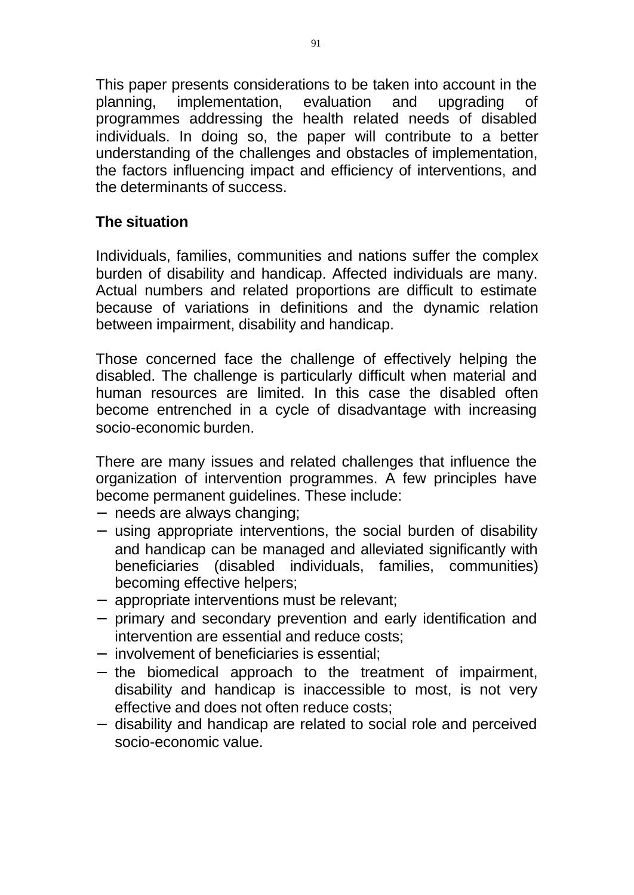This paper presents considerations to be taken into account in the planning, implementation, evaluation and upgrading of programmes addressing the health related needs of disabled individuals. In doing so, the paper will contribute to a better understanding of the challenges and obstacles of implementation, the factors influencing impact and efficiency of interventions, and the determinants of success.

**The situation**

Individuals, families, communities and nations suffer the complex burden of disability and handicap. Affected individuals are many. Actual numbers and related proportions are difficult to estimate because of variations in definitions and the dynamic relation between impairment, disability and handicap.

Those concerned face the challenge of effectively helping the disabled. The challenge is particularly difficult when material and human resources are limited. In this case the disabled often become entrenched in a cycle of disadvantage with increasing socio-economic burden.

There are many issues and related challenges that influence the organization of intervention programmes. A few principles have become permanent guidelines. These include:

- needs are always changing;
- using appropriate interventions, the social burden of disability and handicap can be managed and alleviated significantly with beneficiaries (disabled individuals, families, communities) becoming effective helpers;
- appropriate interventions must be relevant;
- primary and secondary prevention and early identification and intervention are essential and reduce costs;
- involvement of beneficiaries is essential;
- the biomedical approach to the treatment of impairment, disability and handicap is inaccessible to most, is not very effective and does not often reduce costs;
- disability and handicap are related to social role and perceived socio-economic value.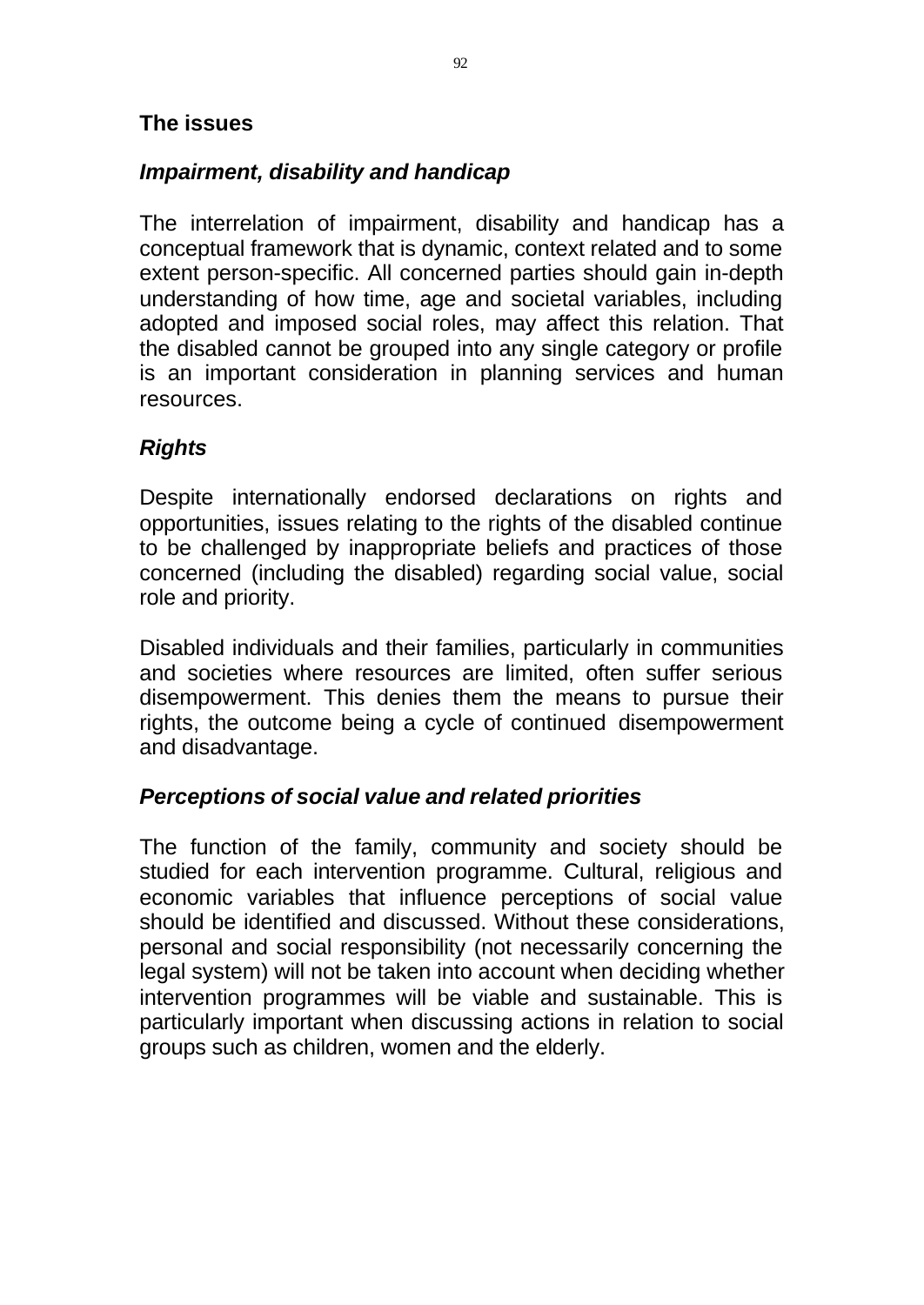## The issues

### *Impairment, disability and handicap*

The interrelation of impairment, disability and handicap has a conceptual framework that is dynamic, context related and to some extent person-specific. All concerned parties should gain in-depth understanding of how time, age and societal variables, including adopted and imposed social roles, may affect this relation. That the disabled cannot be grouped into any single category or profile is an important consideration in planning services and human resources.

### *Rights*

Despite internationally endorsed declarations on rights and opportunities, issues relating to the rights of the disabled continue to be challenged by inappropriate beliefs and practices of those concerned (including the disabled) regarding social value, social role and priority.

Disabled individuals and their families, particularly in communities and societies where resources are limited, often suffer serious disempowerment. This denies them the means to pursue their rights, the outcome being a cycle of continued disempowerment and disadvantage.

### *Perceptions of social value and related priorities*

The function of the family, community and society should be studied for each intervention programme. Cultural, religious and economic variables that influence perceptions of social value should be identified and discussed. Without these considerations, personal and social responsibility (not necessarily concerning the legal system) will not be taken into account when deciding whether intervention programmes will be viable and sustainable. This is particularly important when discussing actions in relation to social groups such as children, women and the elderly.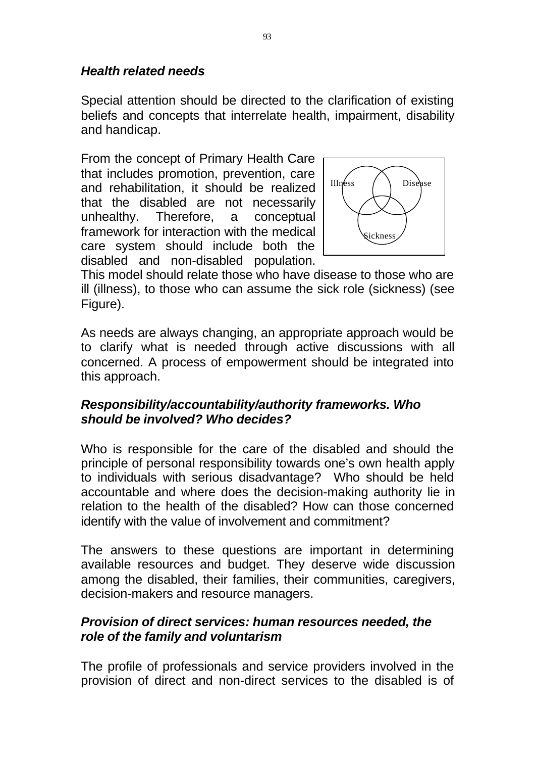***Health related needs***

Special attention should be directed to the clarification of existing beliefs and concepts that interrelate health, impairment, disability and handicap.

From the concept of Primary Health Care that includes promotion, prevention, care and rehabilitation, it should be realized that the disabled are not necessarily unhealthy. Therefore, a conceptual framework for interaction with the medical care system should include both the disabled and non-disabled population. This model should relate those who have disease to those who are ill (illness), to those who can assume the sick role (sickness) (see Figure).

Illness Disease Sickness

As needs are always changing, an appropriate approach would be to clarify what is needed through active discussions with all concerned. A process of empowerment should be integrated into this approach.

***Responsibility/accountability/authority frameworks. Who should be involved? Who decides?***

Who is responsible for the care of the disabled and should the principle of personal responsibility towards one's own health apply to individuals with serious disadvantage? Who should be held accountable and where does the decision-making authority lie in relation to the health of the disabled? How can those concerned identify with the value of involvement and commitment?

The answers to these questions are important in determining available resources and budget. They deserve wide discussion among the disabled, their families, their communities, caregivers, decision-makers and resource managers.

***Provision of direct services: human resources needed, the role of the family and voluntarism***

The profile of professionals and service providers involved in the provision of direct and non-direct services to the disabled is of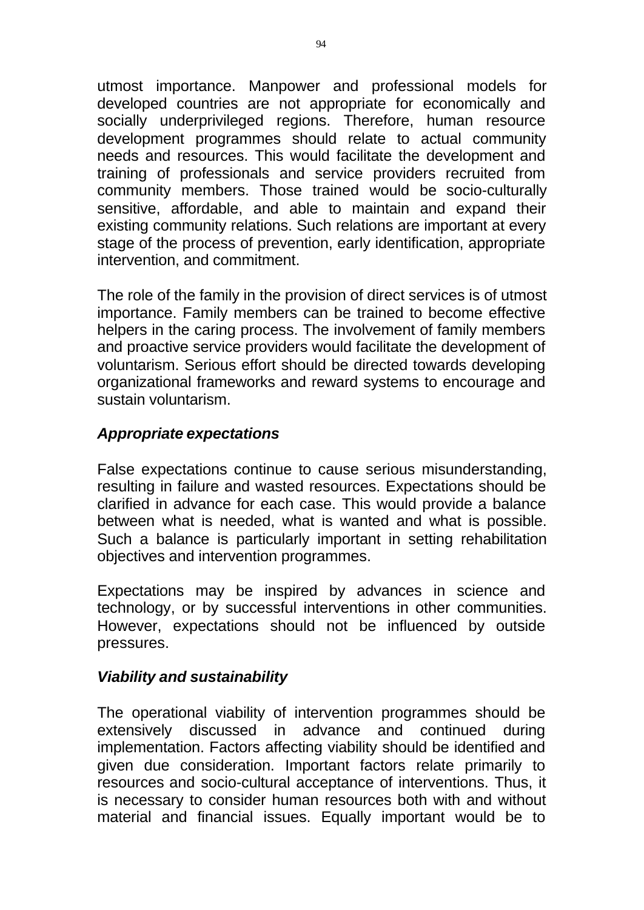utmost importance. Manpower and professional models for developed countries are not appropriate for economically and socially underprivileged regions. Therefore, human resource development programmes should relate to actual community needs and resources. This would facilitate the development and training of professionals and service providers recruited from community members. Those trained would be socio-culturally sensitive, affordable, and able to maintain and expand their existing community relations. Such relations are important at every stage of the process of prevention, early identification, appropriate intervention, and commitment.

The role of the family in the provision of direct services is of utmost importance. Family members can be trained to become effective helpers in the caring process. The involvement of family members and proactive service providers would facilitate the development of voluntarism. Serious effort should be directed towards developing organizational frameworks and reward systems to encourage and sustain voluntarism.

### *Appropriate expectations*

False expectations continue to cause serious misunderstanding, resulting in failure and wasted resources. Expectations should be clarified in advance for each case. This would provide a balance between what is needed, what is wanted and what is possible. Such a balance is particularly important in setting rehabilitation objectives and intervention programmes.

Expectations may be inspired by advances in science and technology, or by successful interventions in other communities. However, expectations should not be influenced by outside pressures.

### *Viability and sustainability*

The operational viability of intervention programmes should be extensively discussed in advance and continued during implementation. Factors affecting viability should be identified and given due consideration. Important factors relate primarily to resources and socio-cultural acceptance of interventions. Thus, it is necessary to consider human resources both with and without material and financial issues. Equally important would be to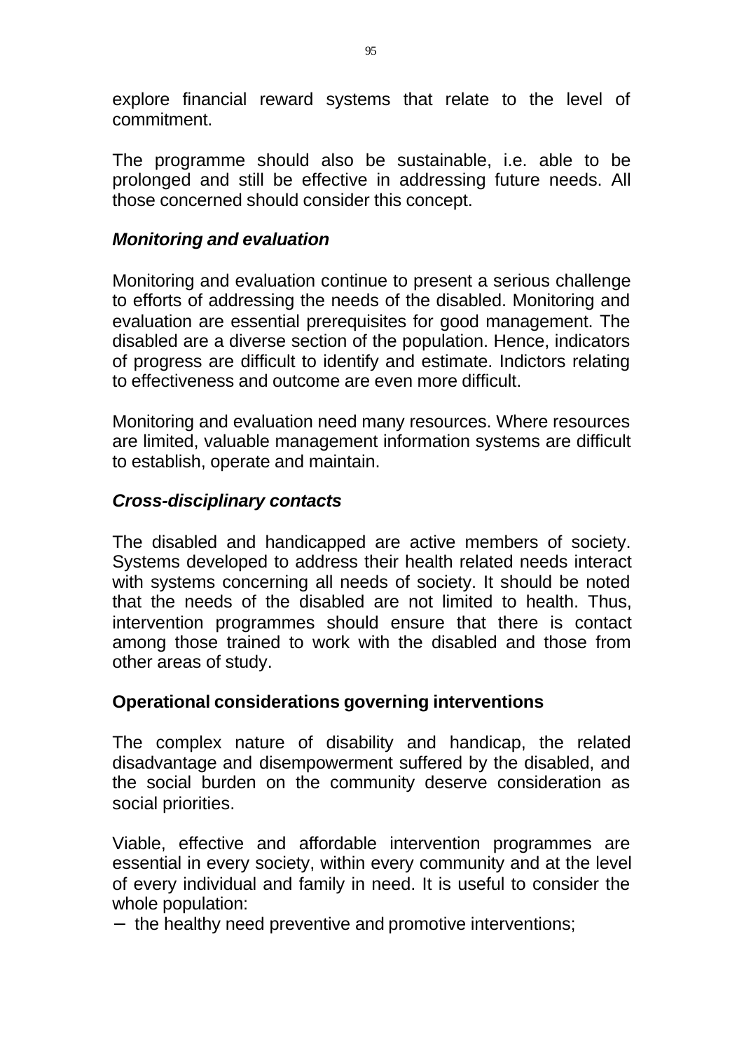explore financial reward systems that relate to the level of commitment.

The programme should also be sustainable, i.e. able to be prolonged and still be effective in addressing future needs. All those concerned should consider this concept.

### *Monitoring and evaluation*

Monitoring and evaluation continue to present a serious challenge to efforts of addressing the needs of the disabled. Monitoring and evaluation are essential prerequisites for good management. The disabled are a diverse section of the population. Hence, indicators of progress are difficult to identify and estimate. Indictors relating to effectiveness and outcome are even more difficult.

Monitoring and evaluation need many resources. Where resources are limited, valuable management information systems are difficult to establish, operate and maintain.

### *Cross-disciplinary contacts*

The disabled and handicapped are active members of society. Systems developed to address their health related needs interact with systems concerning all needs of society. It should be noted that the needs of the disabled are not limited to health. Thus, intervention programmes should ensure that there is contact among those trained to work with the disabled and those from other areas of study.

## Operational considerations governing interventions

The complex nature of disability and handicap, the related disadvantage and disempowerment suffered by the disabled, and the social burden on the community deserve consideration as social priorities.

Viable, effective and affordable intervention programmes are essential in every society, within every community and at the level of every individual and family in need. It is useful to consider the whole population:

- the healthy need preventive and promotive interventions;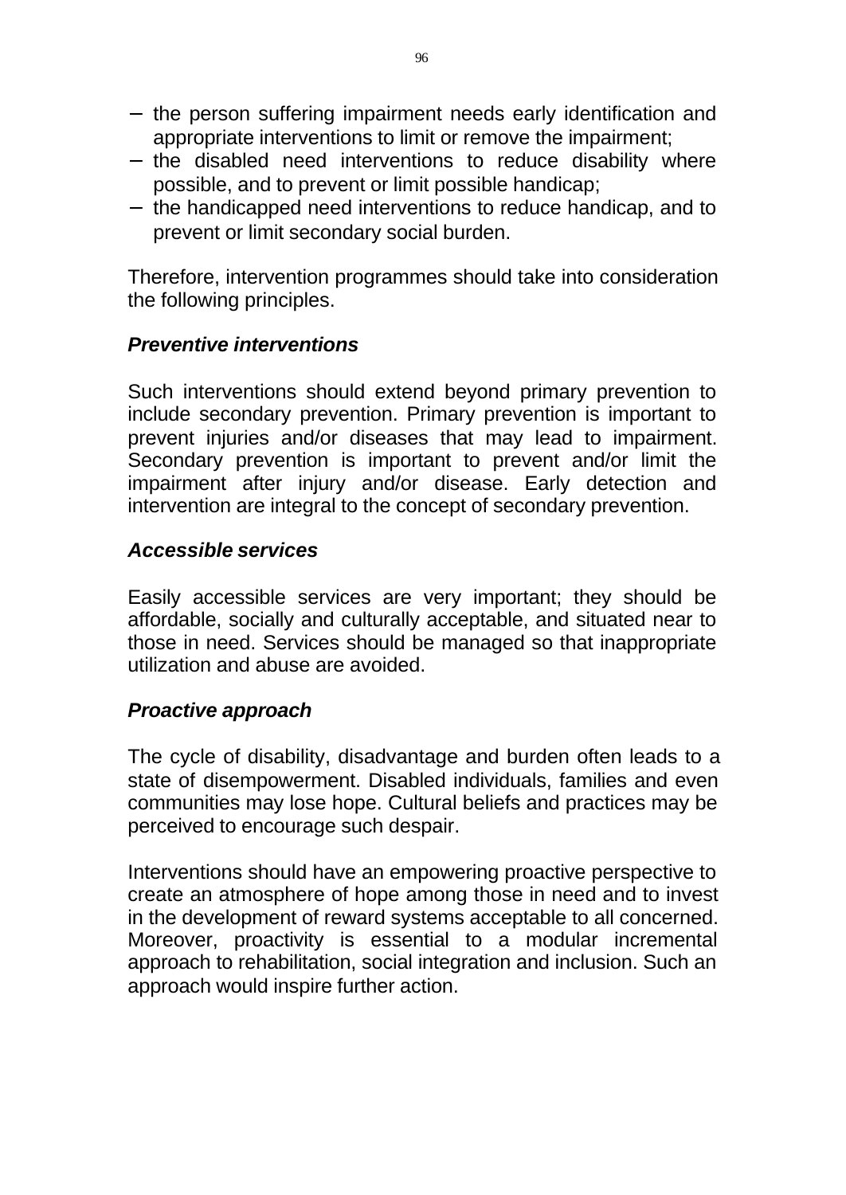- the person suffering impairment needs early identification and appropriate interventions to limit or remove the impairment;
- the disabled need interventions to reduce disability where possible, and to prevent or limit possible handicap;
- the handicapped need interventions to reduce handicap, and to prevent or limit secondary social burden.

Therefore, intervention programmes should take into consideration the following principles.

***Preventive interventions***

Such interventions should extend beyond primary prevention to include secondary prevention. Primary prevention is important to prevent injuries and/or diseases that may lead to impairment. Secondary prevention is important to prevent and/or limit the impairment after injury and/or disease. Early detection and intervention are integral to the concept of secondary prevention.

***Accessible services***

Easily accessible services are very important; they should be affordable, socially and culturally acceptable, and situated near to those in need. Services should be managed so that inappropriate utilization and abuse are avoided.

***Proactive approach***

The cycle of disability, disadvantage and burden often leads to a state of disempowerment. Disabled individuals, families and even communities may lose hope. Cultural beliefs and practices may be perceived to encourage such despair.

Interventions should have an empowering proactive perspective to create an atmosphere of hope among those in need and to invest in the development of reward systems acceptable to all concerned. Moreover, proactivity is essential to a modular incremental approach to rehabilitation, social integration and inclusion. Such an approach would inspire further action.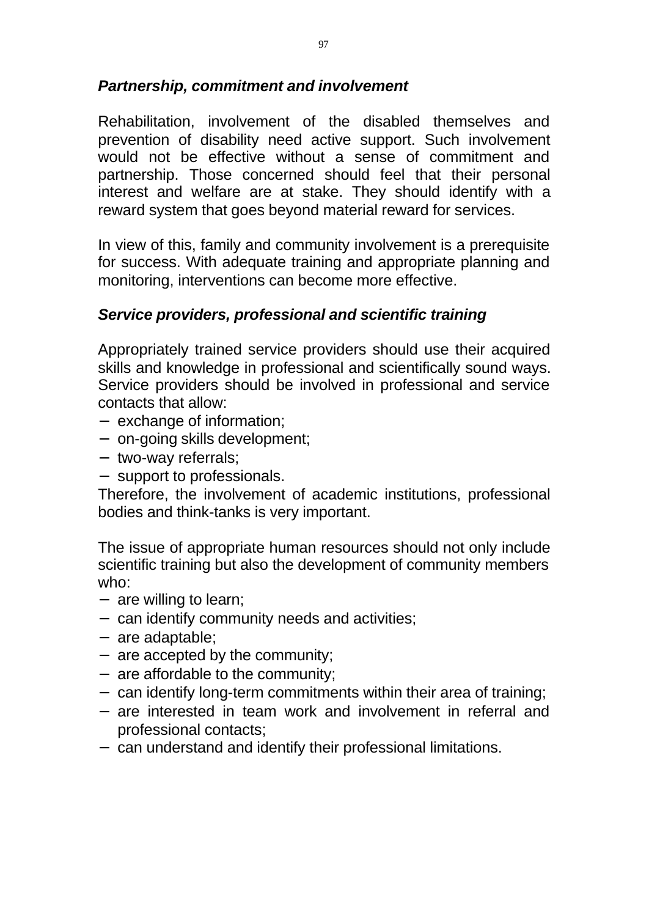***Partnership, commitment and involvement***

Rehabilitation, involvement of the disabled themselves and prevention of disability need active support. Such involvement would not be effective without a sense of commitment and partnership. Those concerned should feel that their personal interest and welfare are at stake. They should identify with a reward system that goes beyond material reward for services.

In view of this, family and community involvement is a prerequisite for success. With adequate training and appropriate planning and monitoring, interventions can become more effective.

***Service providers, professional and scientific training***

Appropriately trained service providers should use their acquired skills and knowledge in professional and scientifically sound ways. Service providers should be involved in professional and service contacts that allow:

- exchange of information;
- on-going skills development;
- two-way referrals;
- support to professionals.

Therefore, the involvement of academic institutions, professional bodies and think-tanks is very important.

The issue of appropriate human resources should not only include scientific training but also the development of community members who:

- are willing to learn;
- can identify community needs and activities;
- are adaptable;
- are accepted by the community;
- are affordable to the community;
- can identify long-term commitments within their area of training;
- are interested in team work and involvement in referral and professional contacts;
- can understand and identify their professional limitations.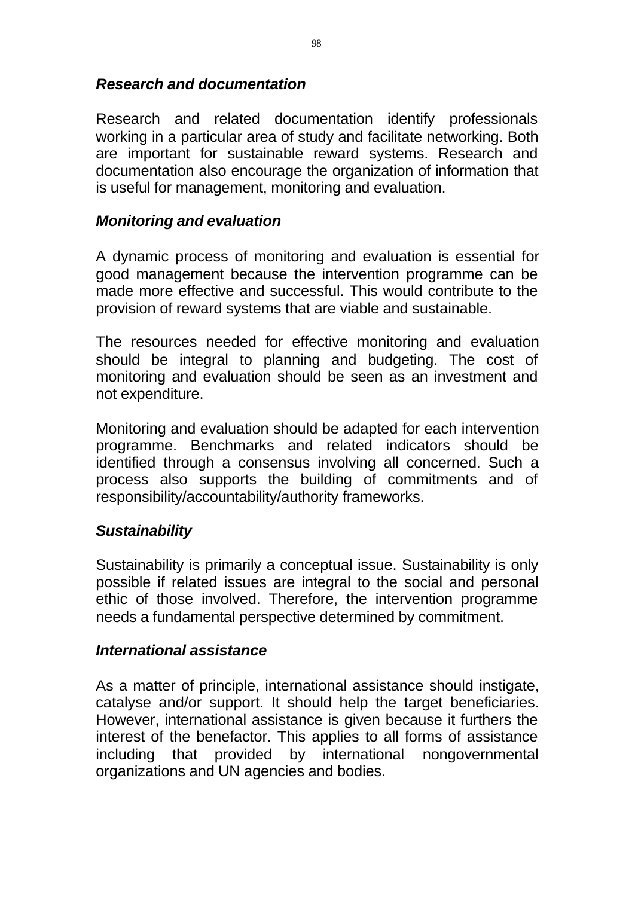### ***Research and documentation***

Research and related documentation identify professionals working in a particular area of study and facilitate networking. Both are important for sustainable reward systems. Research and documentation also encourage the organization of information that is useful for management, monitoring and evaluation.

### ***Monitoring and evaluation***

A dynamic process of monitoring and evaluation is essential for good management because the intervention programme can be made more effective and successful. This would contribute to the provision of reward systems that are viable and sustainable.

The resources needed for effective monitoring and evaluation should be integral to planning and budgeting. The cost of monitoring and evaluation should be seen as an investment and not expenditure.

Monitoring and evaluation should be adapted for each intervention programme. Benchmarks and related indicators should be identified through a consensus involving all concerned. Such a process also supports the building of commitments and of responsibility/accountability/authority frameworks.

### ***Sustainability***

Sustainability is primarily a conceptual issue. Sustainability is only possible if related issues are integral to the social and personal ethic of those involved. Therefore, the intervention programme needs a fundamental perspective determined by commitment.

### ***International assistance***

As a matter of principle, international assistance should instigate, catalyse and/or support. It should help the target beneficiaries. However, international assistance is given because it furthers the interest of the benefactor. This applies to all forms of assistance including that provided by international nongovernmental organizations and UN agencies and bodies.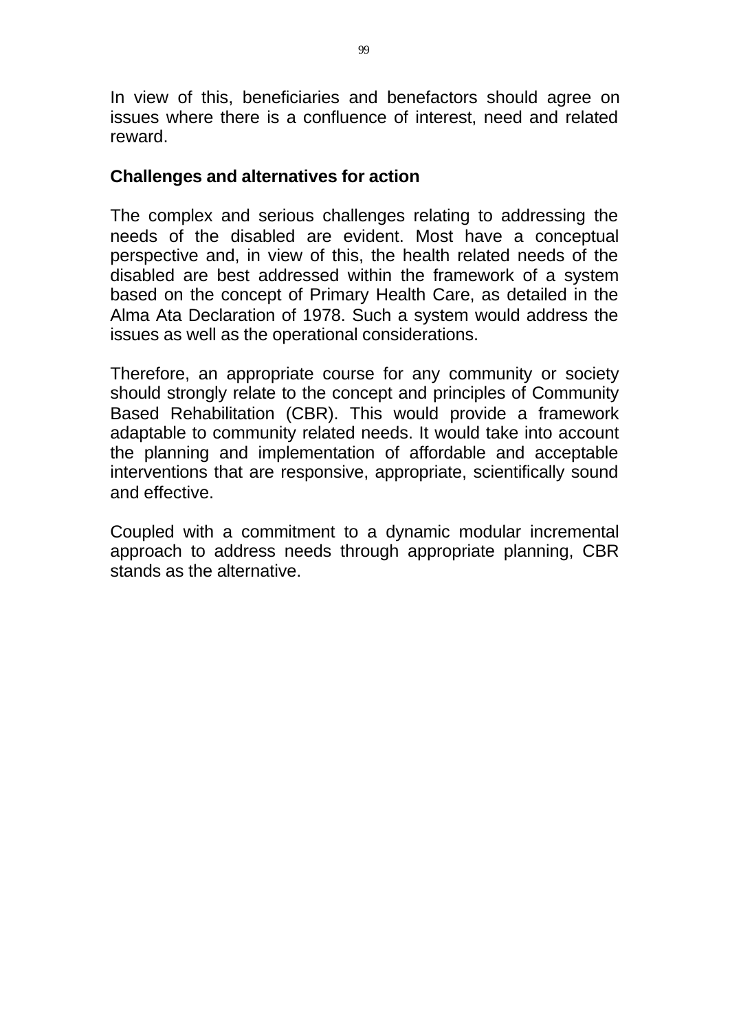In view of this, beneficiaries and benefactors should agree on issues where there is a confluence of interest, need and related reward.

### Challenges and alternatives for action

The complex and serious challenges relating to addressing the needs of the disabled are evident. Most have a conceptual perspective and, in view of this, the health related needs of the disabled are best addressed within the framework of a system based on the concept of Primary Health Care, as detailed in the Alma Ata Declaration of 1978. Such a system would address the issues as well as the operational considerations.

Therefore, an appropriate course for any community or society should strongly relate to the concept and principles of Community Based Rehabilitation (CBR). This would provide a framework adaptable to community related needs. It would take into account the planning and implementation of affordable and acceptable interventions that are responsive, appropriate, scientifically sound and effective.

Coupled with a commitment to a dynamic modular incremental approach to address needs through appropriate planning, CBR stands as the alternative.